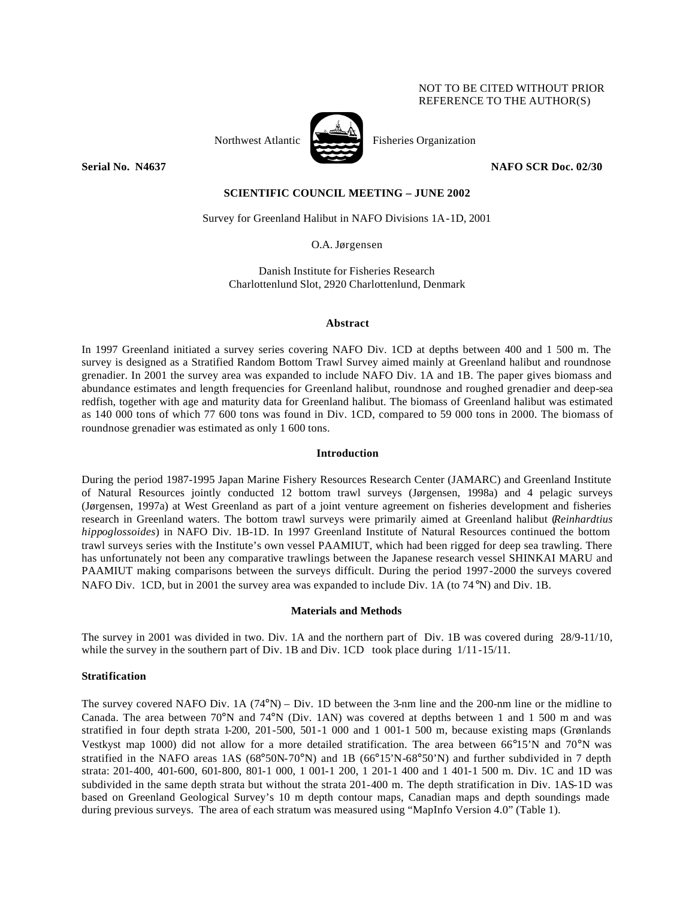NOT TO BE CITED WITHOUT PRIOR REFERENCE TO THE AUTHOR(S)

Northwest Atlantic Fisheries Organization

**Serial No. N4637** **NAFO SCR Doc. 02/30**

**SCIENTIFIC COUNCIL MEETING – JUNE 2002**

Survey for Greenland Halibut in NAFO Divisions 1A-1D, 2001

O.A. Jørgensen

Danish Institute for Fisheries Research
Charlottenlund Slot, 2920 Charlottenlund, Denmark

## Abstract

In 1997 Greenland initiated a survey series covering NAFO Div. 1CD at depths between 400 and 1 500 m. The survey is designed as a Stratified Random Bottom Trawl Survey aimed mainly at Greenland halibut and roundnose grenadier. In 2001 the survey area was expanded to include NAFO Div. 1A and 1B. The paper gives biomass and abundance estimates and length frequencies for Greenland halibut, roundnose and roughed grenadier and deep-sea redfish, together with age and maturity data for Greenland halibut. The biomass of Greenland halibut was estimated as 140 000 tons of which 77 600 tons was found in Div. 1CD, compared to 59 000 tons in 2000. The biomass of roundnose grenadier was estimated as only 1 600 tons.

## Introduction

During the period 1987-1995 Japan Marine Fishery Resources Research Center (JAMARC) and Greenland Institute of Natural Resources jointly conducted 12 bottom trawl surveys (Jørgensen, 1998a) and 4 pelagic surveys (Jørgensen, 1997a) at West Greenland as part of a joint venture agreement on fisheries development and fisheries research in Greenland waters. The bottom trawl surveys were primarily aimed at Greenland halibut (*Reinhardtius hippoglossoides*) in NAFO Div. 1B-1D. In 1997 Greenland Institute of Natural Resources continued the bottom trawl surveys series with the Institute's own vessel PAAMIUT, which had been rigged for deep sea trawling. There has unfortunately not been any comparative trawlings between the Japanese research vessel SHINKAI MARU and PAAMIUT making comparisons between the surveys difficult. During the period 1997-2000 the surveys covered NAFO Div. 1CD, but in 2001 the survey area was expanded to include Div. 1A (to 74°N) and Div. 1B.

## Materials and Methods

The survey in 2001 was divided in two. Div. 1A and the northern part of Div. 1B was covered during 28/9-11/10, while the survey in the southern part of Div. 1B and Div. 1CD took place during 1/11-15/11.

### Stratification

The survey covered NAFO Div. 1A (74°N) – Div. 1D between the 3-nm line and the 200-nm line or the midline to Canada. The area between 70°N and 74°N (Div. 1AN) was covered at depths between 1 and 1 500 m and was stratified in four depth strata 1-200, 201-500, 501-1 000 and 1 001-1 500 m, because existing maps (Grønlands Vestkyst map 1000) did not allow for a more detailed stratification. The area between 66°15'N and 70°N was stratified in the NAFO areas 1AS (68°50N-70°N) and 1B (66°15'N-68°50'N) and further subdivided in 7 depth strata: 201-400, 401-600, 601-800, 801-1 000, 1 001-1 200, 1 201-1 400 and 1 401-1 500 m. Div. 1C and 1D was subdivided in the same depth strata but without the strata 201-400 m. The depth stratification in Div. 1AS-1D was based on Greenland Geological Survey's 10 m depth contour maps, Canadian maps and depth soundings made during previous surveys. The area of each stratum was measured using "MapInfo Version 4.0" (Table 1).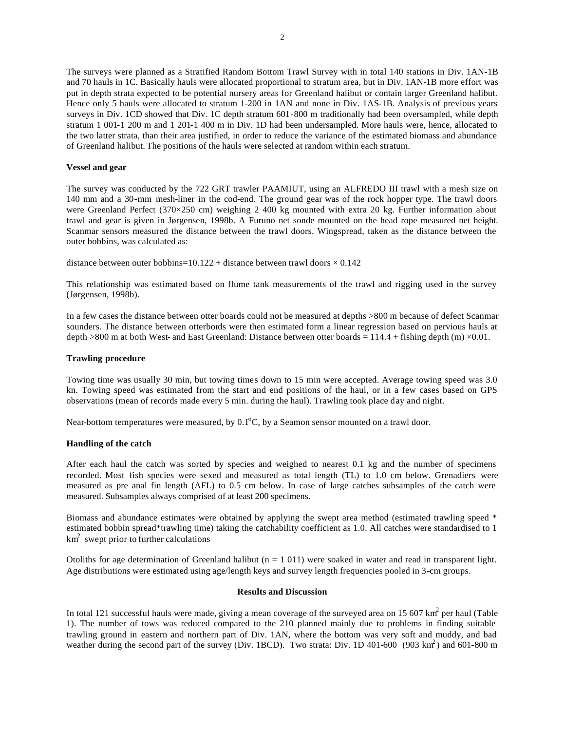The surveys were planned as a Stratified Random Bottom Trawl Survey with in total 140 stations in Div. 1AN-1B and 70 hauls in 1C. Basically hauls were allocated proportional to stratum area, but in Div. 1AN-1B more effort was put in depth strata expected to be potential nursery areas for Greenland halibut or contain larger Greenland halibut. Hence only 5 hauls were allocated to stratum 1-200 in 1AN and none in Div. 1AS-1B. Analysis of previous years surveys in Div. 1CD showed that Div. 1C depth stratum 601-800 m traditionally had been oversampled, while depth stratum 1 001-1 200 m and 1 201-1 400 m in Div. 1D had been undersampled. More hauls were, hence, allocated to the two latter strata, than their area justified, in order to reduce the variance of the estimated biomass and abundance of Greenland halibut. The positions of the hauls were selected at random within each stratum.

### Vessel and gear

The survey was conducted by the 722 GRT trawler PAAMIUT, using an ALFREDO III trawl with a mesh size on 140 mm and a 30-mm mesh-liner in the cod-end. The ground gear was of the rock hopper type. The trawl doors were Greenland Perfect (370×250 cm) weighing 2 400 kg mounted with extra 20 kg. Further information about trawl and gear is given in Jørgensen, 1998b. A Furuno net sonde mounted on the head rope measured net height. Scanmar sensors measured the distance between the trawl doors. Wingspread, taken as the distance between the outer bobbins, was calculated as:

distance between outer bobbins=10.122 + distance between trawl doors × 0.142

This relationship was estimated based on flume tank measurements of the trawl and rigging used in the survey (Jørgensen, 1998b).

In a few cases the distance between otter boards could not be measured at depths >800 m because of defect Scanmar sounders. The distance between otterbords were then estimated form a linear regression based on pervious hauls at depth >800 m at both West- and East Greenland: Distance between otter boards = 114.4 + fishing depth (m) ×0.01.

### Trawling procedure

Towing time was usually 30 min, but towing times down to 15 min were accepted. Average towing speed was 3.0 kn. Towing speed was estimated from the start and end positions of the haul, or in a few cases based on GPS observations (mean of records made every 5 min. during the haul). Trawling took place day and night.

Near-bottom temperatures were measured, by 0.1°C, by a Seamon sensor mounted on a trawl door.

### Handling of the catch

After each haul the catch was sorted by species and weighed to nearest 0.1 kg and the number of specimens recorded. Most fish species were sexed and measured as total length (TL) to 1.0 cm below. Grenadiers were measured as pre anal fin length (AFL) to 0.5 cm below. In case of large catches subsamples of the catch were measured. Subsamples always comprised of at least 200 specimens.

Biomass and abundance estimates were obtained by applying the swept area method (estimated trawling speed * estimated bobbin spread*trawling time) taking the catchability coefficient as 1.0. All catches were standardised to 1 $km^2$ swept prior to further calculations

Otoliths for age determination of Greenland halibut (n = 1 011) were soaked in water and read in transparent light. Age distributions were estimated using age/length keys and survey length frequencies pooled in 3-cm groups.

## Results and Discussion

In total 121 successful hauls were made, giving a mean coverage of the surveyed area on 15 607 $km^2$ per haul (Table 1). The number of tows was reduced compared to the 210 planned mainly due to problems in finding suitable trawling ground in eastern and northern part of Div. 1AN, where the bottom was very soft and muddy, and bad weather during the second part of the survey (Div. 1BCD). Two strata: Div. 1D 401-600 (903 $km^2$) and 601-800 m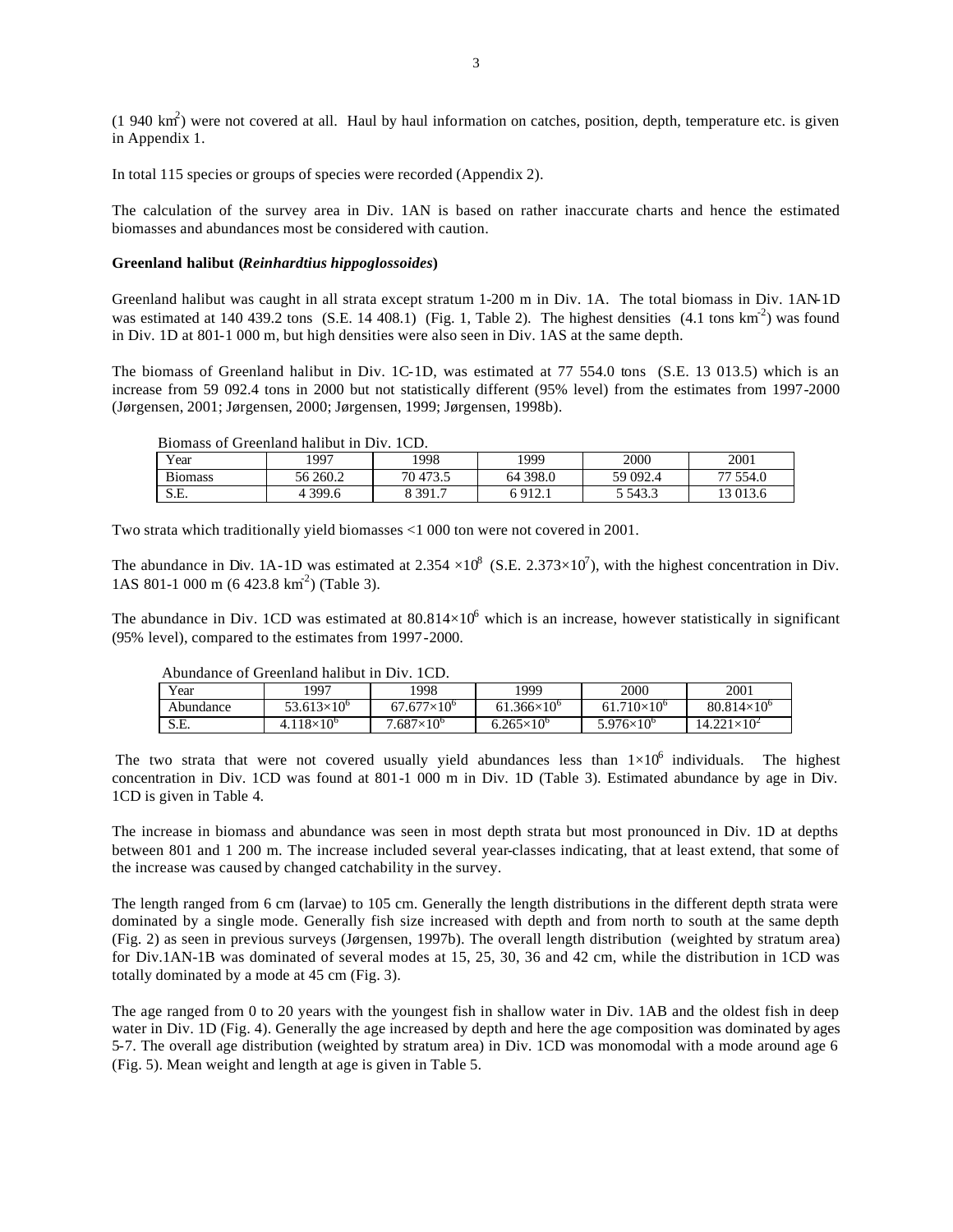($1\,940$ km$^2$) were not covered at all. Haul by haul information on catches, position, depth, temperature etc. is given in Appendix 1.

In total 115 species or groups of species were recorded (Appendix 2).

The calculation of the survey area in Div. 1AN is based on rather inaccurate charts and hence the estimated biomasses and abundances most be considered with caution.

### Greenland halibut (*Reinhardtius hippoglossoides*)

Greenland halibut was caught in all strata except stratum 1-200 m in Div. 1A. The total biomass in Div. 1AN-1D was estimated at 140 439.2 tons (S.E. 14 408.1) (Fig. 1, Table 2). The highest densities (4.1 tons km$^{-2}$) was found in Div. 1D at 801-1 000 m, but high densities were also seen in Div. 1AS at the same depth.

The biomass of Greenland halibut in Div. 1C-1D, was estimated at 77 554.0 tons (S.E. 13 013.5) which is an increase from 59 092.4 tons in 2000 but not statistically different (95% level) from the estimates from 1997-2000 (Jørgensen, 2001; Jørgensen, 2000; Jørgensen, 1999; Jørgensen, 1998b).

Biomass of Greenland halibut in Div. 1CD.

| Year | 1997 | 1998 | 1999 | 2000 | 2001 |
|---|---|---|---|---|---|
| Biomass | 56 260.2 | 70 473.5 | 64 398.0 | 59 092.4 | 77 554.0 |
| S.E. | 4 399.6 | 8 391.7 | 6 912.1 | 5 543.3 | 13 013.6 |

Two strata which traditionally yield biomasses <1 000 ton were not covered in 2001.

The abundance in Div. 1A-1D was estimated at $2.354 \times 10^8$ (S.E. $2.373\times10^7$), with the highest concentration in Div. 1AS 801-1 000 m (6 423.8 km$^{-2}$) (Table 3).

The abundance in Div. 1CD was estimated at $80.814\times10^6$ which is an increase, however statistically in significant (95% level), compared to the estimates from 1997-2000.

Abundance of Greenland halibut in Div. 1CD.

| Year | 1997 | 1998 | 1999 | 2000 | 2001 |
|---|---|---|---|---|---|
| Abundance | $53.613\times10^6$ | $67.677\times10^6$ | $61.366\times10^6$ | $61.710\times10^6$ | $80.814\times10^6$ |
| S.E. | $4.118\times10^6$ | $7.687\times10^6$ | $6.265\times10^6$ | $5.976\times10^6$ | $14.221\times10^2$ |

The two strata that were not covered usually yield abundances less than $1\times10^6$ individuals. The highest concentration in Div. 1CD was found at 801-1 000 m in Div. 1D (Table 3). Estimated abundance by age in Div. 1CD is given in Table 4.

The increase in biomass and abundance was seen in most depth strata but most pronounced in Div. 1D at depths between 801 and 1 200 m. The increase included several year-classes indicating, that at least extend, that some of the increase was caused by changed catchability in the survey.

The length ranged from 6 cm (larvae) to 105 cm. Generally the length distributions in the different depth strata were dominated by a single mode. Generally fish size increased with depth and from north to south at the same depth (Fig. 2) as seen in previous surveys (Jørgensen, 1997b). The overall length distribution (weighted by stratum area) for Div.1AN-1B was dominated of several modes at 15, 25, 30, 36 and 42 cm, while the distribution in 1CD was totally dominated by a mode at 45 cm (Fig. 3).

The age ranged from 0 to 20 years with the youngest fish in shallow water in Div. 1AB and the oldest fish in deep water in Div. 1D (Fig. 4). Generally the age increased by depth and here the age composition was dominated by ages 5-7. The overall age distribution (weighted by stratum area) in Div. 1CD was monomodal with a mode around age 6 (Fig. 5). Mean weight and length at age is given in Table 5.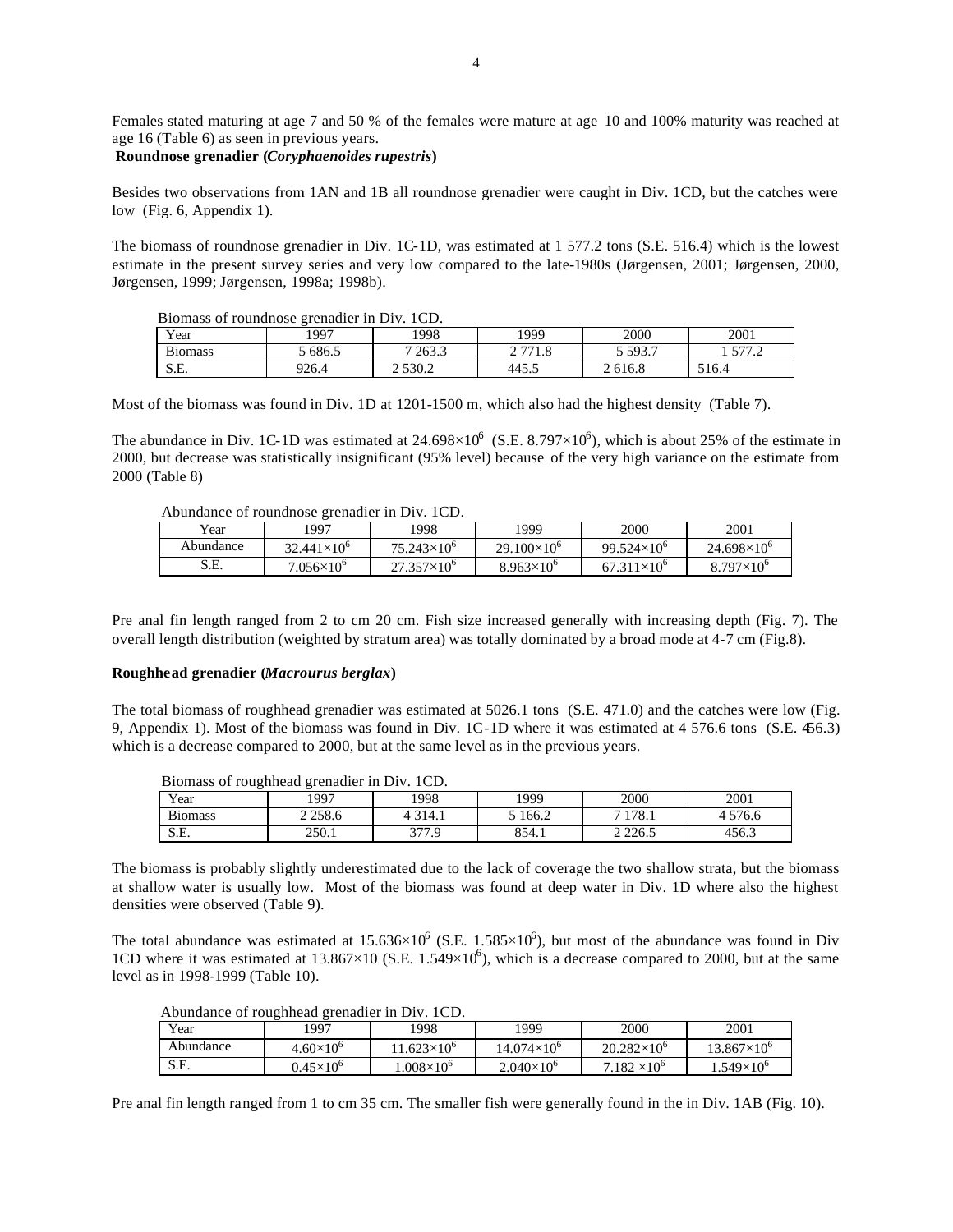Females stated maturing at age 7 and 50 % of the females were mature at age 10 and 100% maturity was reached at age 16 (Table 6) as seen in previous years.

**Roundnose grenadier (*Coryphaenoides rupestris*)**

Besides two observations from 1AN and 1B all roundnose grenadier were caught in Div. 1CD, but the catches were low (Fig. 6, Appendix 1).

The biomass of roundnose grenadier in Div. 1C-1D, was estimated at 1 577.2 tons (S.E. 516.4) which is the lowest estimate in the present survey series and very low compared to the late-1980s (Jørgensen, 2001; Jørgensen, 2000, Jørgensen, 1999; Jørgensen, 1998a; 1998b).

Biomass of roundnose grenadier in Div. 1CD.

| Year | 1997 | 1998 | 1999 | 2000 | 2001 |
|---|---|---|---|---|---|
| Biomass | 5 686.5 | 7 263.3 | 2 771.8 | 5 593.7 | 1 577.2 |
| S.E. | 926.4 | 2 530.2 | 445.5 | 2 616.8 | 516.4 |

Most of the biomass was found in Div. 1D at 1201-1500 m, which also had the highest density (Table 7).

The abundance in Div. 1C-1D was estimated at $24.698\times10^6$ (S.E. $8.797\times10^6$), which is about 25% of the estimate in 2000, but decrease was statistically insignificant (95% level) because of the very high variance on the estimate from 2000 (Table 8)

Abundance of roundnose grenadier in Div. 1CD.

| Year | 1997 | 1998 | 1999 | 2000 | 2001 |
|---|---|---|---|---|---|
| Abundance | $32.441\times10^6$ | $75.243\times10^6$ | $29.100\times10^6$ | $99.524\times10^6$ | $24.698\times10^6$ |
| S.E. | $7.056\times10^6$ | $27.357\times10^6$ | $8.963\times10^6$ | $67.311\times10^6$ | $8.797\times10^6$ |

Pre anal fin length ranged from 2 to cm 20 cm. Fish size increased generally with increasing depth (Fig. 7). The overall length distribution (weighted by stratum area) was totally dominated by a broad mode at 4-7 cm (Fig.8).

**Roughhead grenadier (*Macrourus berglax*)**

The total biomass of roughhead grenadier was estimated at 5026.1 tons (S.E. 471.0) and the catches were low (Fig. 9, Appendix 1). Most of the biomass was found in Div. 1C-1D where it was estimated at 4 576.6 tons (S.E. 456.3) which is a decrease compared to 2000, but at the same level as in the previous years.

Biomass of roughhead grenadier in Div. 1CD.

| Year | 1997 | 1998 | 1999 | 2000 | 2001 |
|---|---|---|---|---|---|
| Biomass | 2 258.6 | 4 314.1 | 5 166.2 | 7 178.1 | 4 576.6 |
| S.E. | 250.1 | 377.9 | 854.1 | 2 226.5 | 456.3 |

The biomass is probably slightly underestimated due to the lack of coverage the two shallow strata, but the biomass at shallow water is usually low. Most of the biomass was found at deep water in Div. 1D where also the highest densities were observed (Table 9).

The total abundance was estimated at $15.636\times10^6$ (S.E. $1.585\times10^6$), but most of the abundance was found in Div 1CD where it was estimated at $13.867\times10$ (S.E. $1.549\times10^6$), which is a decrease compared to 2000, but at the same level as in 1998-1999 (Table 10).

Abundance of roughhead grenadier in Div. 1CD.

| Year | 1997 | 1998 | 1999 | 2000 | 2001 |
|---|---|---|---|---|---|
| Abundance | $4.60\times10^6$ | $11.623\times10^6$ | $14.074\times10^6$ | $20.282\times10^6$ | $13.867\times10^6$ |
| S.E. | $0.45\times10^6$ | $1.008\times10^6$ | $2.040\times10^6$ | $7.182\times10^6$ | $1.549\times10^6$ |

Pre anal fin length ranged from 1 to cm 35 cm. The smaller fish were generally found in the in Div. 1AB (Fig. 10).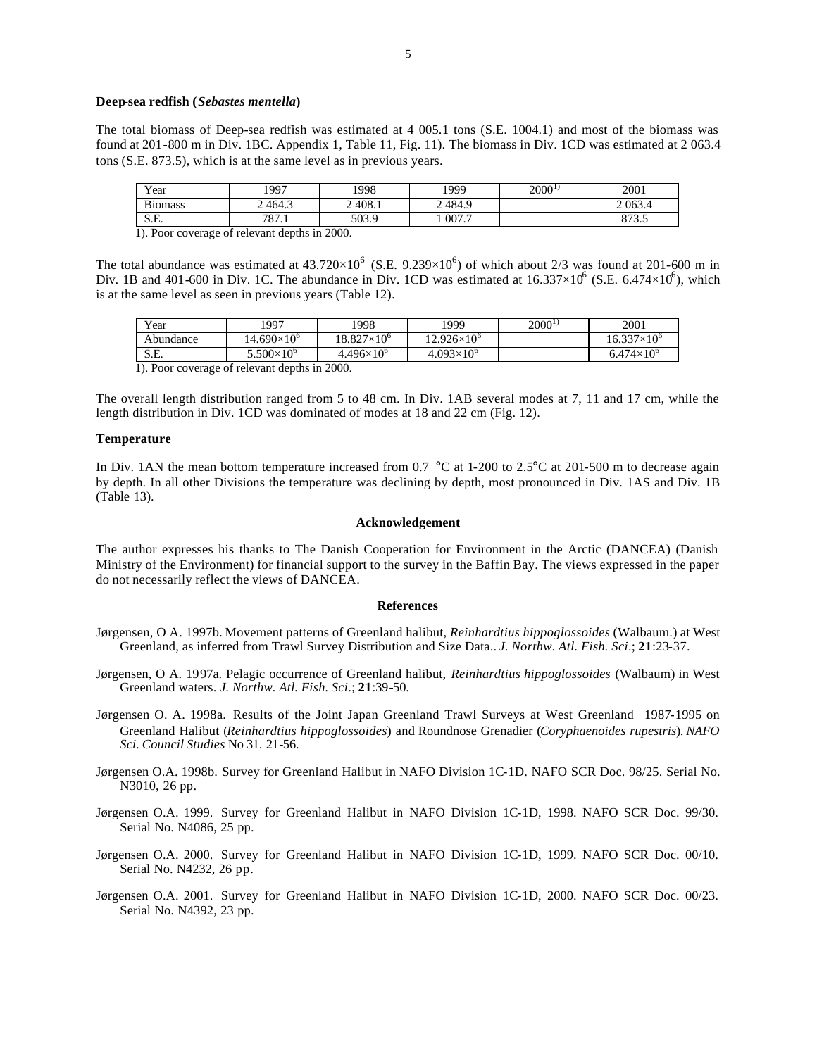**Deep-sea redfish (*Sebastes mentella*)**

The total biomass of Deep-sea redfish was estimated at 4 005.1 tons (S.E. 1004.1) and most of the biomass was found at 201-800 m in Div. 1BC. Appendix 1, Table 11, Fig. 11). The biomass in Div. 1CD was estimated at 2 063.4 tons (S.E. 873.5), which is at the same level as in previous years.

| Year | 1997 | 1998 | 1999 | 2000[1)] | 2001 |
|---|---|---|---|---|---|
| Biomass | 2 464.3 | 2 408.1 | 2 484.9 | | 2 063.4 |
| S.E. | 787.1 | 503.9 | 1 007.7 | | 873.5 |

1). Poor coverage of relevant depths in 2000.

The total abundance was estimated at $43.720\times10^6$ (S.E. $9.239\times10^6$) of which about 2/3 was found at 201-600 m in Div. 1B and 401-600 in Div. 1C. The abundance in Div. 1CD was estimated at $16.337\times10^6$ (S.E. $6.474\times10^6$), which is at the same level as seen in previous years (Table 12).

| Year | 1997 | 1998 | 1999 | 2000[1)] | 2001 |
|---|---|---|---|---|---|
| Abundance | $14.690\times10^6$ | $18.827\times10^6$ | $12.926\times10^6$ | | $16.337\times10^6$ |
| S.E. | $5.500\times10^6$ | $4.496\times10^6$ | $4.093\times10^6$ | | $6.474\times10^6$ |

1). Poor coverage of relevant depths in 2000.

The overall length distribution ranged from 5 to 48 cm. In Div. 1AB several modes at 7, 11 and 17 cm, while the length distribution in Div. 1CD was dominated of modes at 18 and 22 cm (Fig. 12).

**Temperature**

In Div. 1AN the mean bottom temperature increased from 0.7 °C at 1-200 to 2.5°C at 201-500 m to decrease again by depth. In all other Divisions the temperature was declining by depth, most pronounced in Div. 1AS and Div. 1B (Table 13).

**Acknowledgement**

The author expresses his thanks to The Danish Cooperation for Environment in the Arctic (DANCEA) (Danish Ministry of the Environment) for financial support to the survey in the Baffin Bay. The views expressed in the paper do not necessarily reflect the views of DANCEA.

**References**

Jørgensen, O A. 1997b. Movement patterns of Greenland halibut, *Reinhardtius hippoglossoides* (Walbaum.) at West Greenland, as inferred from Trawl Survey Distribution and Size Data.. *J. Northw. Atl. Fish. Sci*.; **21**:23-37.

Jørgensen, O A. 1997a. Pelagic occurrence of Greenland halibut, *Reinhardtius hippoglossoides* (Walbaum) in West Greenland waters. *J. Northw. Atl. Fish. Sci*.; **21**:39-50.

Jørgensen O. A. 1998a. Results of the Joint Japan Greenland Trawl Surveys at West Greenland 1987-1995 on Greenland Halibut (*Reinhardtius hippoglossoides*) and Roundnose Grenadier (*Coryphaenoides rupestris*). *NAFO Sci. Council Studies* No 31. 21-56.

Jørgensen O.A. 1998b. Survey for Greenland Halibut in NAFO Division 1C-1D. NAFO SCR Doc. 98/25. Serial No. N3010, 26 pp.

Jørgensen O.A. 1999. Survey for Greenland Halibut in NAFO Division 1C-1D, 1998. NAFO SCR Doc. 99/30. Serial No. N4086, 25 pp.

Jørgensen O.A. 2000. Survey for Greenland Halibut in NAFO Division 1C-1D, 1999. NAFO SCR Doc. 00/10. Serial No. N4232, 26 pp.

Jørgensen O.A. 2001. Survey for Greenland Halibut in NAFO Division 1C-1D, 2000. NAFO SCR Doc. 00/23. Serial No. N4392, 23 pp.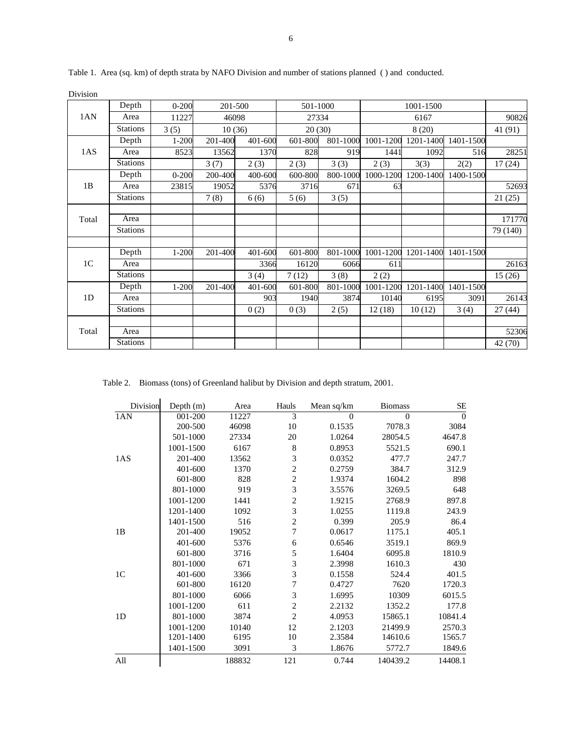Table 1. Area (sq. km) of depth strata by NAFO Division and number of stations planned ( ) and conducted.

| Division | | | | | | | | | | |
|---|---|---|---|---|---|---|---|---|---|---|
| 1AN | Depth | 0-200 | 201-500 | | 501-1000 | | 1001-1500 | | | |
| | Area | 11227 | 46098 | | 27334 | | 6167 | | | 90826 |
| | Stations | 3 (5) | 10 (36) | | 20 (30) | | 8 (20) | | | 41 (91) |
| 1AS | Depth | 1-200 | 201-400 | 401-600 | 601-800 | 801-1000 | 1001-1200 | 1201-1400 | 1401-1500 | |
| | Area | 8523 | 13562 | 1370 | 828 | 919 | 1441 | 1092 | 516 | 28251 |
| | Stations | | 3 (7) | 2 (3) | 2 (3) | 3 (3) | 2 (3) | 3(3) | 2(2) | 17 (24) |
| 1B | Depth | 0-200 | 200-400 | 400-600 | 600-800 | 800-1000 | 1000-1200 | 1200-1400 | 1400-1500 | |
| | Area | 23815 | 19052 | 5376 | 3716 | 671 | 63 | | | 52693 |
| | Stations | | 7 (8) | 6 (6) | 5 (6) | 3 (5) | | | | 21 (25) |
| | | | | | | | | | | |
| Total | Area | | | | | | | | | 171770 |
| | Stations | | | | | | | | | 79 (140) |
| | | | | | | | | | | |
| 1C | Depth | 1-200 | 201-400 | 401-600 | 601-800 | 801-1000 | 1001-1200 | 1201-1400 | 1401-1500 | |
| | Area | | | 3366 | 16120 | 6066 | 611 | | | 26163 |
| | Stations | | | 3 (4) | 7 (12) | 3 (8) | 2 (2) | | | 15 (26) |
| 1D | Depth | 1-200 | 201-400 | 401-600 | 601-800 | 801-1000 | 1001-1200 | 1201-1400 | 1401-1500 | |
| | Area | | | 903 | 1940 | 3874 | 10140 | 6195 | 3091 | 26143 |
| | Stations | | | 0 (2) | 0 (3) | 2 (5) | 12 (18) | 10 (12) | 3 (4) | 27 (44) |
| | | | | | | | | | | |
| Total | Area | | | | | | | | | 52306 |
| | Stations | | | | | | | | | 42 (70) |

Table 2. Biomass (tons) of Greenland halibut by Division and depth stratum, 2001.

| Division | Depth (m) | Area | Hauls | Mean sq/km | Biomass | SE |
|---|---|---|---|---|---|---|
| 1AN | 001-200 | 11227 | 3 | 0 | 0 | 0 |
| | 200-500 | 46098 | 10 | 0.1535 | 7078.3 | 3084 |
| | 501-1000 | 27334 | 20 | 1.0264 | 28054.5 | 4647.8 |
| | 1001-1500 | 6167 | 8 | 0.8953 | 5521.5 | 690.1 |
| 1AS | 201-400 | 13562 | 3 | 0.0352 | 477.7 | 247.7 |
| | 401-600 | 1370 | 2 | 0.2759 | 384.7 | 312.9 |
| | 601-800 | 828 | 2 | 1.9374 | 1604.2 | 898 |
| | 801-1000 | 919 | 3 | 3.5576 | 3269.5 | 648 |
| | 1001-1200 | 1441 | 2 | 1.9215 | 2768.9 | 897.8 |
| | 1201-1400 | 1092 | 3 | 1.0255 | 1119.8 | 243.9 |
| | 1401-1500 | 516 | 2 | 0.399 | 205.9 | 86.4 |
| 1B | 201-400 | 19052 | 7 | 0.0617 | 1175.1 | 405.1 |
| | 401-600 | 5376 | 6 | 0.6546 | 3519.1 | 869.9 |
| | 601-800 | 3716 | 5 | 1.6404 | 6095.8 | 1810.9 |
| | 801-1000 | 671 | 3 | 2.3998 | 1610.3 | 430 |
| 1C | 401-600 | 3366 | 3 | 0.1558 | 524.4 | 401.5 |
| | 601-800 | 16120 | 7 | 0.4727 | 7620 | 1720.3 |
| | 801-1000 | 6066 | 3 | 1.6995 | 10309 | 6015.5 |
| | 1001-1200 | 611 | 2 | 2.2132 | 1352.2 | 177.8 |
| 1D | 801-1000 | 3874 | 2 | 4.0953 | 15865.1 | 10841.4 |
| | 1001-1200 | 10140 | 12 | 2.1203 | 21499.9 | 2570.3 |
| | 1201-1400 | 6195 | 10 | 2.3584 | 14610.6 | 1565.7 |
| | 1401-1500 | 3091 | 3 | 1.8676 | 5772.7 | 1849.6 |
| All | | 188832 | 121 | 0.744 | 140439.2 | 14408.1 |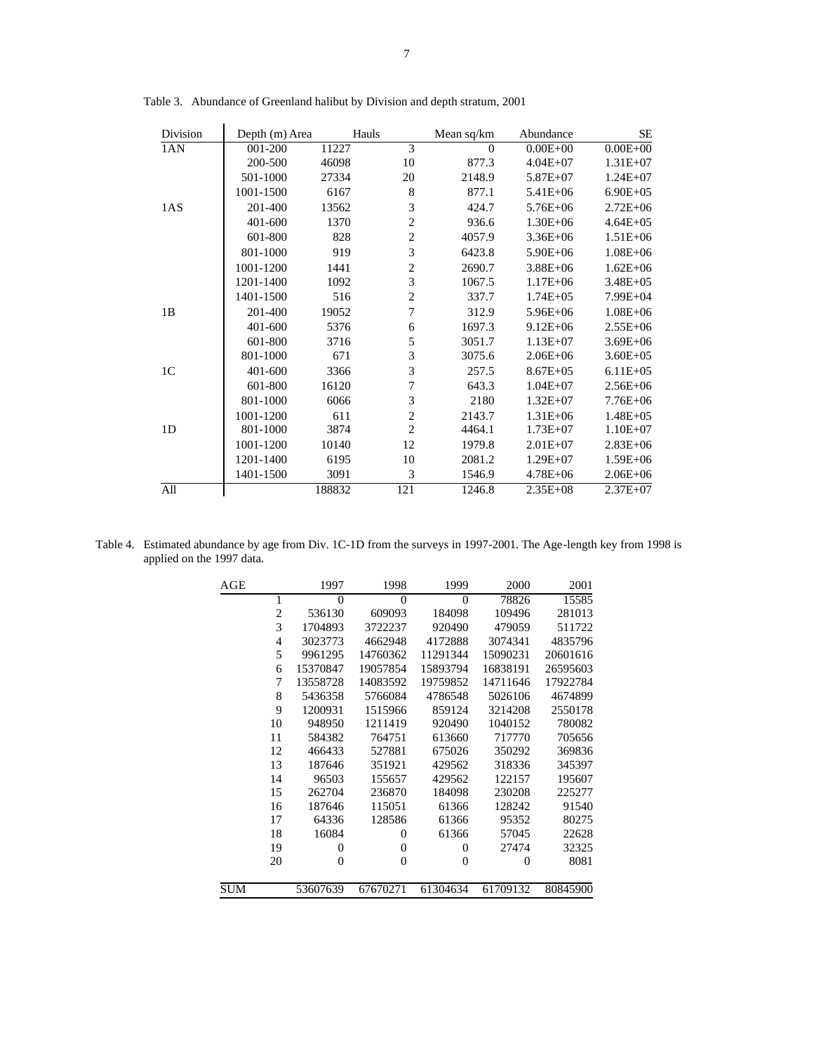Table 3. Abundance of Greenland halibut by Division and depth stratum, 2001

| Division | Depth (m) | Area | Hauls | Mean sq/km | Abundance | SE |
|---|---|---|---|---|---|---|
| 1AN | 001-200 | 11227 | 3 | 0 | 0.00E+00 | 0.00E+00 |
| | 200-500 | 46098 | 10 | 877.3 | 4.04E+07 | 1.31E+07 |
| | 501-1000 | 27334 | 20 | 2148.9 | 5.87E+07 | 1.24E+07 |
| | 1001-1500 | 6167 | 8 | 877.1 | 5.41E+06 | 6.90E+05 |
| 1AS | 201-400 | 13562 | 3 | 424.7 | 5.76E+06 | 2.72E+06 |
| | 401-600 | 1370 | 2 | 936.6 | 1.30E+06 | 4.64E+05 |
| | 601-800 | 828 | 2 | 4057.9 | 3.36E+06 | 1.51E+06 |
| | 801-1000 | 919 | 3 | 6423.8 | 5.90E+06 | 1.08E+06 |
| | 1001-1200 | 1441 | 2 | 2690.7 | 3.88E+06 | 1.62E+06 |
| | 1201-1400 | 1092 | 3 | 1067.5 | 1.17E+06 | 3.48E+05 |
| | 1401-1500 | 516 | 2 | 337.7 | 1.74E+05 | 7.99E+04 |
| 1B | 201-400 | 19052 | 7 | 312.9 | 5.96E+06 | 1.08E+06 |
| | 401-600 | 5376 | 6 | 1697.3 | 9.12E+06 | 2.55E+06 |
| | 601-800 | 3716 | 5 | 3051.7 | 1.13E+07 | 3.69E+06 |
| | 801-1000 | 671 | 3 | 3075.6 | 2.06E+06 | 3.60E+05 |
| 1C | 401-600 | 3366 | 3 | 257.5 | 8.67E+05 | 6.11E+05 |
| | 601-800 | 16120 | 7 | 643.3 | 1.04E+07 | 2.56E+06 |
| | 801-1000 | 6066 | 3 | 2180 | 1.32E+07 | 7.76E+06 |
| | 1001-1200 | 611 | 2 | 2143.7 | 1.31E+06 | 1.48E+05 |
| 1D | 801-1000 | 3874 | 2 | 4464.1 | 1.73E+07 | 1.10E+07 |
| | 1001-1200 | 10140 | 12 | 1979.8 | 2.01E+07 | 2.83E+06 |
| | 1201-1400 | 6195 | 10 | 2081.2 | 1.29E+07 | 1.59E+06 |
| | 1401-1500 | 3091 | 3 | 1546.9 | 4.78E+06 | 2.06E+06 |
| All | | 188832 | 121 | 1246.8 | 2.35E+08 | 2.37E+07 |

Table 4. Estimated abundance by age from Div. 1C-1D from the surveys in 1997-2001. The Age-length key from 1998 is applied on the 1997 data.

| AGE | 1997 | 1998 | 1999 | 2000 | 2001 |
|---|---|---|---|---|---|
| 1 | 0 | 0 | 0 | 78826 | 15585 |
| 2 | 536130 | 609093 | 184098 | 109496 | 281013 |
| 3 | 1704893 | 3722237 | 920490 | 479059 | 511722 |
| 4 | 3023773 | 4662948 | 4172888 | 3074341 | 4835796 |
| 5 | 9961295 | 14760362 | 11291344 | 15090231 | 20601616 |
| 6 | 15370847 | 19057854 | 15893794 | 16838191 | 26595603 |
| 7 | 13558728 | 14083592 | 19759852 | 14711646 | 17922784 |
| 8 | 5436358 | 5766084 | 4786548 | 5026106 | 4674899 |
| 9 | 1200931 | 1515966 | 859124 | 3214208 | 2550178 |
| 10 | 948950 | 1211419 | 920490 | 1040152 | 780082 |
| 11 | 584382 | 764751 | 613660 | 717770 | 705656 |
| 12 | 466433 | 527881 | 675026 | 350292 | 369836 |
| 13 | 187646 | 351921 | 429562 | 318336 | 345397 |
| 14 | 96503 | 155657 | 429562 | 122157 | 195607 |
| 15 | 262704 | 236870 | 184098 | 230208 | 225277 |
| 16 | 187646 | 115051 | 61366 | 128242 | 91540 |
| 17 | 64336 | 128586 | 61366 | 95352 | 80275 |
| 18 | 16084 | 0 | 61366 | 57045 | 22628 |
| 19 | 0 | 0 | 0 | 27474 | 32325 |
| 20 | 0 | 0 | 0 | 0 | 8081 |
| SUM | 53607639 | 67670271 | 61304634 | 61709132 | 80845900 |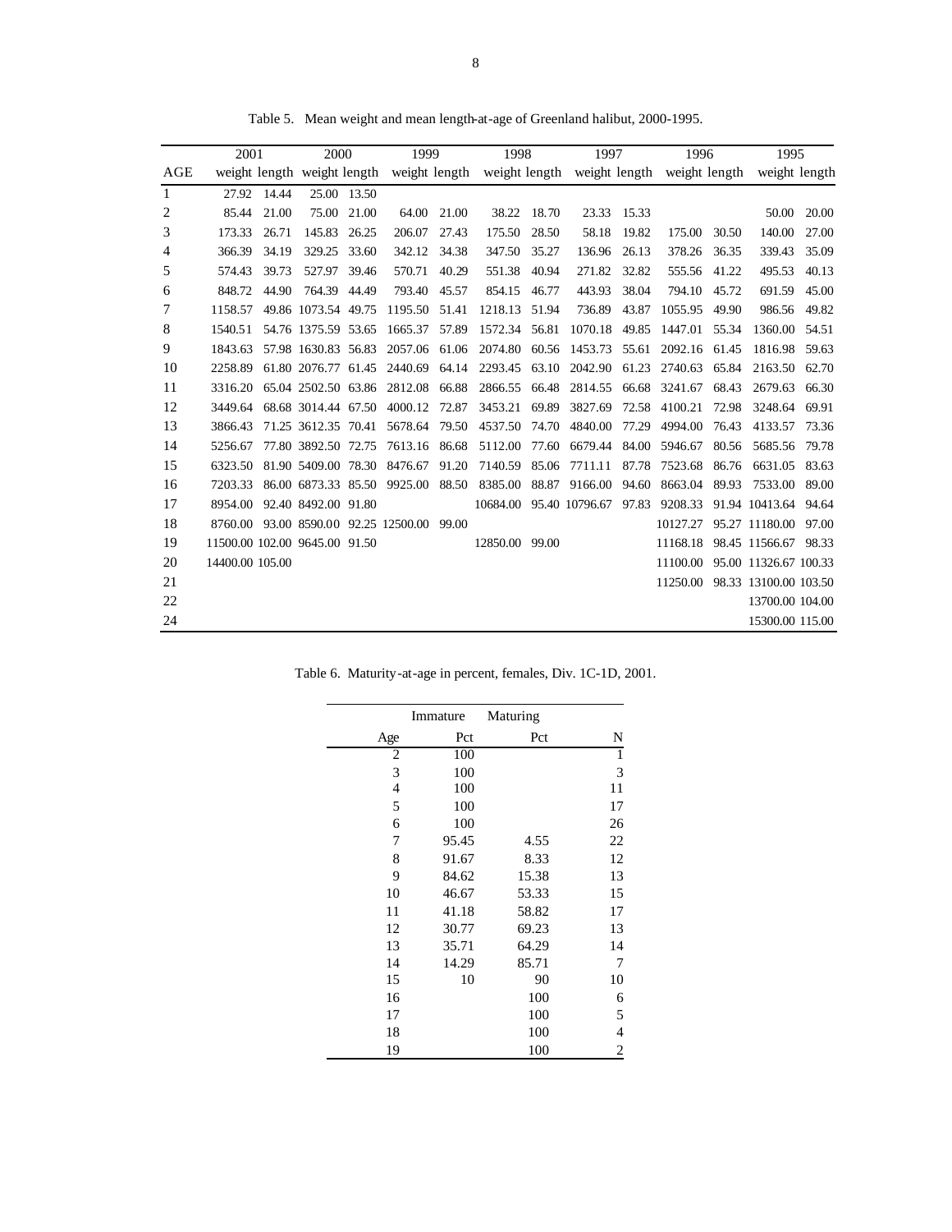Table 5. Mean weight and mean length-at-age of Greenland halibut, 2000-1995.

| | 2001 | | 2000 | | 1999 | | 1998 | | 1997 | | 1996 | | 1995 | |
|---|---|---|---|---|---|---|---|---|---|---|---|---|---|---|
| AGE | weight | length | weight | length | weight | length | weight | length | weight | length | weight | length | weight | length |
| 1 | 27.92 | 14.44 | 25.00 | 13.50 | | | | | | | | | | |
| 2 | 85.44 | 21.00 | 75.00 | 21.00 | 64.00 | 21.00 | 38.22 | 18.70 | 23.33 | 15.33 | | | 50.00 | 20.00 |
| 3 | 173.33 | 26.71 | 145.83 | 26.25 | 206.07 | 27.43 | 175.50 | 28.50 | 58.18 | 19.82 | 175.00 | 30.50 | 140.00 | 27.00 |
| 4 | 366.39 | 34.19 | 329.25 | 33.60 | 342.12 | 34.38 | 347.50 | 35.27 | 136.96 | 26.13 | 378.26 | 36.35 | 339.43 | 35.09 |
| 5 | 574.43 | 39.73 | 527.97 | 39.46 | 570.71 | 40.29 | 551.38 | 40.94 | 271.82 | 32.82 | 555.56 | 41.22 | 495.53 | 40.13 |
| 6 | 848.72 | 44.90 | 764.39 | 44.49 | 793.40 | 45.57 | 854.15 | 46.77 | 443.93 | 38.04 | 794.10 | 45.72 | 691.59 | 45.00 |
| 7 | 1158.57 | 49.86 | 1073.54 | 49.75 | 1195.50 | 51.41 | 1218.13 | 51.94 | 736.89 | 43.87 | 1055.95 | 49.90 | 986.56 | 49.82 |
| 8 | 1540.51 | 54.76 | 1375.59 | 53.65 | 1665.37 | 57.89 | 1572.34 | 56.81 | 1070.18 | 49.85 | 1447.01 | 55.34 | 1360.00 | 54.51 |
| 9 | 1843.63 | 57.98 | 1630.83 | 56.83 | 2057.06 | 61.06 | 2074.80 | 60.56 | 1453.73 | 55.61 | 2092.16 | 61.45 | 1816.98 | 59.63 |
| 10 | 2258.89 | 61.80 | 2076.77 | 61.45 | 2440.69 | 64.14 | 2293.45 | 63.10 | 2042.90 | 61.23 | 2740.63 | 65.84 | 2163.50 | 62.70 |
| 11 | 3316.20 | 65.04 | 2502.50 | 63.86 | 2812.08 | 66.88 | 2866.55 | 66.48 | 2814.55 | 66.68 | 3241.67 | 68.43 | 2679.63 | 66.30 |
| 12 | 3449.64 | 68.68 | 3014.44 | 67.50 | 4000.12 | 72.87 | 3453.21 | 69.89 | 3827.69 | 72.58 | 4100.21 | 72.98 | 3248.64 | 69.91 |
| 13 | 3866.43 | 71.25 | 3612.35 | 70.41 | 5678.64 | 79.50 | 4537.50 | 74.70 | 4840.00 | 77.29 | 4994.00 | 76.43 | 4133.57 | 73.36 |
| 14 | 5256.67 | 77.80 | 3892.50 | 72.75 | 7613.16 | 86.68 | 5112.00 | 77.60 | 6679.44 | 84.00 | 5946.67 | 80.56 | 5685.56 | 79.78 |
| 15 | 6323.50 | 81.90 | 5409.00 | 78.30 | 8476.67 | 91.20 | 7140.59 | 85.06 | 7711.11 | 87.78 | 7523.68 | 86.76 | 6631.05 | 83.63 |
| 16 | 7203.33 | 86.00 | 6873.33 | 85.50 | 9925.00 | 88.50 | 8385.00 | 88.87 | 9166.00 | 94.60 | 8663.04 | 89.93 | 7533.00 | 89.00 |
| 17 | 8954.00 | 92.40 | 8492.00 | 91.80 | | | 10684.00 | 95.40 | 10796.67 | 97.83 | 9208.33 | 91.94 | 10413.64 | 94.64 |
| 18 | 8760.00 | 93.00 | 8590.00 | 92.25 | 12500.00 | 99.00 | | | | | 10127.27 | 95.27 | 11180.00 | 97.00 |
| 19 | 11500.00 | 102.00 | 9645.00 | 91.50 | | | 12850.00 | 99.00 | | | 11168.18 | 98.45 | 11566.67 | 98.33 |
| 20 | 14400.00 | 105.00 | | | | | | | | | 11100.00 | 95.00 | 11326.67 | 100.33 |
| 21 | | | | | | | | | | | 11250.00 | 98.33 | 13100.00 | 103.50 |
| 22 | | | | | | | | | | | | | 13700.00 | 104.00 |
| 24 | | | | | | | | | | | | | 15300.00 | 115.00 |

Table 6. Maturity-at-age in percent, females, Div. 1C-1D, 2001.

| | Immature | Maturing | |
|---|---|---|---|
| Age | Pct | Pct | N |
| 2 | 100 | | 1 |
| 3 | 100 | | 3 |
| 4 | 100 | | 11 |
| 5 | 100 | | 17 |
| 6 | 100 | | 26 |
| 7 | 95.45 | 4.55 | 22 |
| 8 | 91.67 | 8.33 | 12 |
| 9 | 84.62 | 15.38 | 13 |
| 10 | 46.67 | 53.33 | 15 |
| 11 | 41.18 | 58.82 | 17 |
| 12 | 30.77 | 69.23 | 13 |
| 13 | 35.71 | 64.29 | 14 |
| 14 | 14.29 | 85.71 | 7 |
| 15 | 10 | 90 | 10 |
| 16 | | 100 | 6 |
| 17 | | 100 | 5 |
| 18 | | 100 | 4 |
| 19 | | 100 | 2 |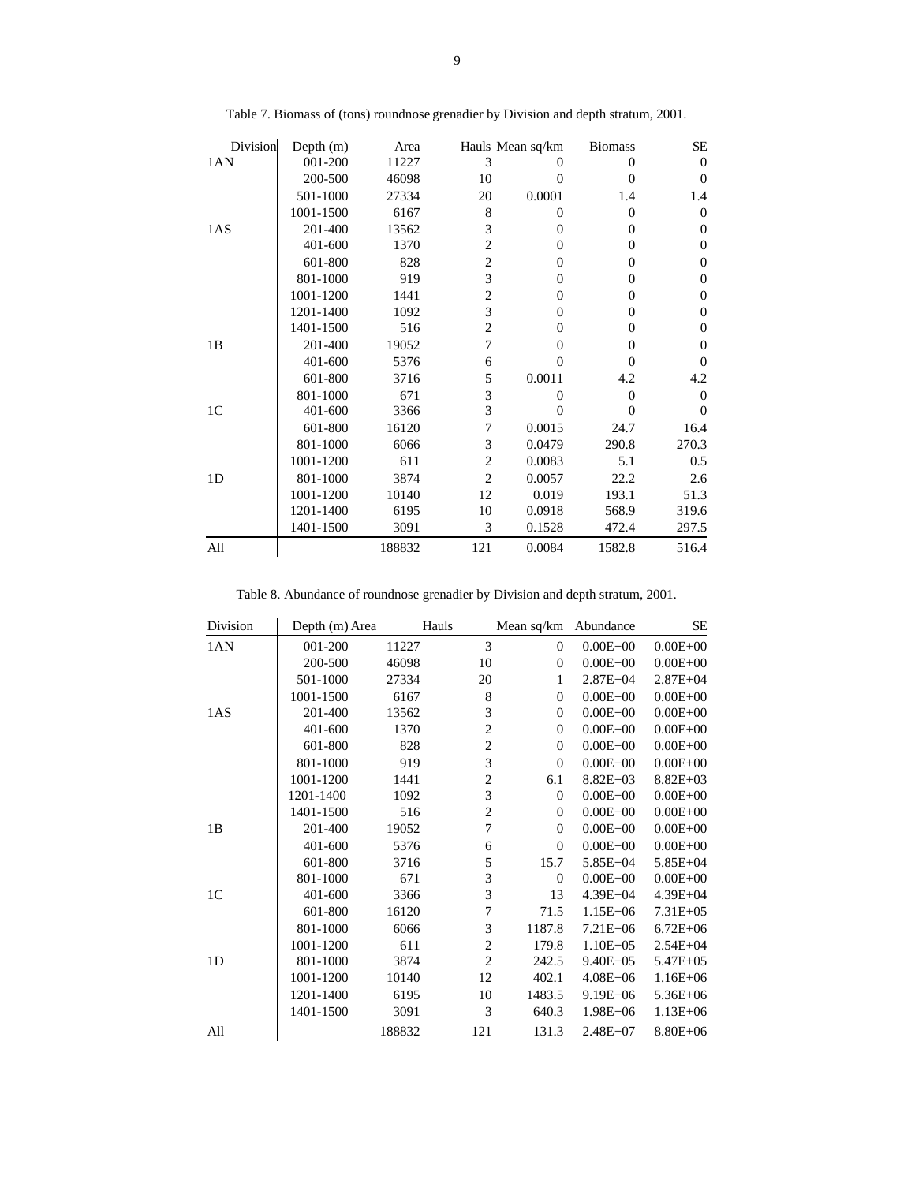Table 7. Biomass of (tons) roundnose grenadier by Division and depth stratum, 2001.

| Division | Depth (m) | Area | Hauls | Mean sq/km | Biomass | SE |
|---|---|---|---|---|---|---|
| 1AN | 001-200 | 11227 | 3 | 0 | 0 | 0 |
| | 200-500 | 46098 | 10 | 0 | 0 | 0 |
| | 501-1000 | 27334 | 20 | 0.0001 | 1.4 | 1.4 |
| | 1001-1500 | 6167 | 8 | 0 | 0 | 0 |
| 1AS | 201-400 | 13562 | 3 | 0 | 0 | 0 |
| | 401-600 | 1370 | 2 | 0 | 0 | 0 |
| | 601-800 | 828 | 2 | 0 | 0 | 0 |
| | 801-1000 | 919 | 3 | 0 | 0 | 0 |
| | 1001-1200 | 1441 | 2 | 0 | 0 | 0 |
| | 1201-1400 | 1092 | 3 | 0 | 0 | 0 |
| | 1401-1500 | 516 | 2 | 0 | 0 | 0 |
| 1B | 201-400 | 19052 | 7 | 0 | 0 | 0 |
| | 401-600 | 5376 | 6 | 0 | 0 | 0 |
| | 601-800 | 3716 | 5 | 0.0011 | 4.2 | 4.2 |
| | 801-1000 | 671 | 3 | 0 | 0 | 0 |
| 1C | 401-600 | 3366 | 3 | 0 | 0 | 0 |
| | 601-800 | 16120 | 7 | 0.0015 | 24.7 | 16.4 |
| | 801-1000 | 6066 | 3 | 0.0479 | 290.8 | 270.3 |
| | 1001-1200 | 611 | 2 | 0.0083 | 5.1 | 0.5 |
| 1D | 801-1000 | 3874 | 2 | 0.0057 | 22.2 | 2.6 |
| | 1001-1200 | 10140 | 12 | 0.019 | 193.1 | 51.3 |
| | 1201-1400 | 6195 | 10 | 0.0918 | 568.9 | 319.6 |
| | 1401-1500 | 3091 | 3 | 0.1528 | 472.4 | 297.5 |
| All | | 188832 | 121 | 0.0084 | 1582.8 | 516.4 |

Table 8. Abundance of roundnose grenadier by Division and depth stratum, 2001.

| Division | Depth (m) | Area | Hauls | Mean sq/km | Abundance | SE |
|---|---|---|---|---|---|---|
| 1AN | 001-200 | 11227 | 3 | 0 | 0.00E+00 | 0.00E+00 |
| | 200-500 | 46098 | 10 | 0 | 0.00E+00 | 0.00E+00 |
| | 501-1000 | 27334 | 20 | 1 | 2.87E+04 | 2.87E+04 |
| | 1001-1500 | 6167 | 8 | 0 | 0.00E+00 | 0.00E+00 |
| 1AS | 201-400 | 13562 | 3 | 0 | 0.00E+00 | 0.00E+00 |
| | 401-600 | 1370 | 2 | 0 | 0.00E+00 | 0.00E+00 |
| | 601-800 | 828 | 2 | 0 | 0.00E+00 | 0.00E+00 |
| | 801-1000 | 919 | 3 | 0 | 0.00E+00 | 0.00E+00 |
| | 1001-1200 | 1441 | 2 | 6.1 | 8.82E+03 | 8.82E+03 |
| | 1201-1400 | 1092 | 3 | 0 | 0.00E+00 | 0.00E+00 |
| | 1401-1500 | 516 | 2 | 0 | 0.00E+00 | 0.00E+00 |
| 1B | 201-400 | 19052 | 7 | 0 | 0.00E+00 | 0.00E+00 |
| | 401-600 | 5376 | 6 | 0 | 0.00E+00 | 0.00E+00 |
| | 601-800 | 3716 | 5 | 15.7 | 5.85E+04 | 5.85E+04 |
| | 801-1000 | 671 | 3 | 0 | 0.00E+00 | 0.00E+00 |
| 1C | 401-600 | 3366 | 3 | 13 | 4.39E+04 | 4.39E+04 |
| | 601-800 | 16120 | 7 | 71.5 | 1.15E+06 | 7.31E+05 |
| | 801-1000 | 6066 | 3 | 1187.8 | 7.21E+06 | 6.72E+06 |
| | 1001-1200 | 611 | 2 | 179.8 | 1.10E+05 | 2.54E+04 |
| 1D | 801-1000 | 3874 | 2 | 242.5 | 9.40E+05 | 5.47E+05 |
| | 1001-1200 | 10140 | 12 | 402.1 | 4.08E+06 | 1.16E+06 |
| | 1201-1400 | 6195 | 10 | 1483.5 | 9.19E+06 | 5.36E+06 |
| | 1401-1500 | 3091 | 3 | 640.3 | 1.98E+06 | 1.13E+06 |
| All | | 188832 | 121 | 131.3 | 2.48E+07 | 8.80E+06 |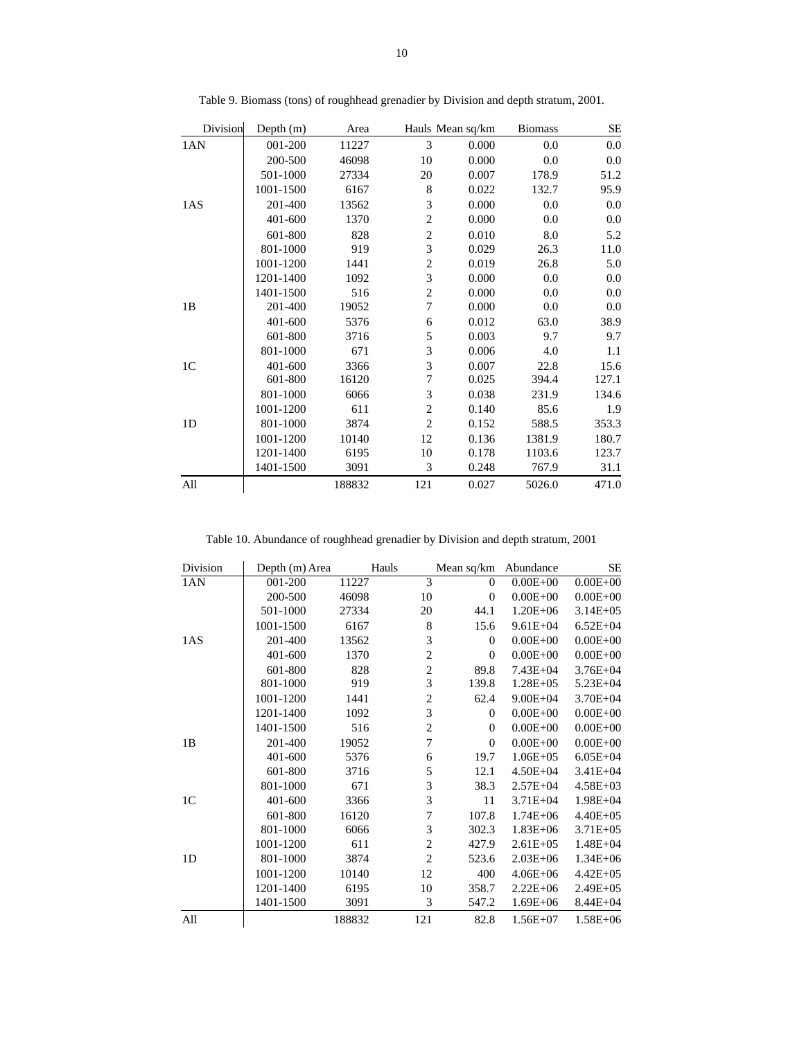Table 9. Biomass (tons) of roughhead grenadier by Division and depth stratum, 2001.

| Division | Depth (m) | Area | Hauls | Mean sq/km | Biomass | SE |
|---|---|---|---|---|---|---|
| 1AN | 001-200 | 11227 | 3 | 0.000 | 0.0 | 0.0 |
| | 200-500 | 46098 | 10 | 0.000 | 0.0 | 0.0 |
| | 501-1000 | 27334 | 20 | 0.007 | 178.9 | 51.2 |
| | 1001-1500 | 6167 | 8 | 0.022 | 132.7 | 95.9 |
| 1AS | 201-400 | 13562 | 3 | 0.000 | 0.0 | 0.0 |
| | 401-600 | 1370 | 2 | 0.000 | 0.0 | 0.0 |
| | 601-800 | 828 | 2 | 0.010 | 8.0 | 5.2 |
| | 801-1000 | 919 | 3 | 0.029 | 26.3 | 11.0 |
| | 1001-1200 | 1441 | 2 | 0.019 | 26.8 | 5.0 |
| | 1201-1400 | 1092 | 3 | 0.000 | 0.0 | 0.0 |
| | 1401-1500 | 516 | 2 | 0.000 | 0.0 | 0.0 |
| 1B | 201-400 | 19052 | 7 | 0.000 | 0.0 | 0.0 |
| | 401-600 | 5376 | 6 | 0.012 | 63.0 | 38.9 |
| | 601-800 | 3716 | 5 | 0.003 | 9.7 | 9.7 |
| | 801-1000 | 671 | 3 | 0.006 | 4.0 | 1.1 |
| 1C | 401-600 | 3366 | 3 | 0.007 | 22.8 | 15.6 |
| | 601-800 | 16120 | 7 | 0.025 | 394.4 | 127.1 |
| | 801-1000 | 6066 | 3 | 0.038 | 231.9 | 134.6 |
| | 1001-1200 | 611 | 2 | 0.140 | 85.6 | 1.9 |
| 1D | 801-1000 | 3874 | 2 | 0.152 | 588.5 | 353.3 |
| | 1001-1200 | 10140 | 12 | 0.136 | 1381.9 | 180.7 |
| | 1201-1400 | 6195 | 10 | 0.178 | 1103.6 | 123.7 |
| | 1401-1500 | 3091 | 3 | 0.248 | 767.9 | 31.1 |
| All | | 188832 | 121 | 0.027 | 5026.0 | 471.0 |

Table 10. Abundance of roughhead grenadier by Division and depth stratum, 2001

| Division | Depth (m) | Area | Hauls | Mean sq/km | Abundance | SE |
|---|---|---|---|---|---|---|
| 1AN | 001-200 | 11227 | 3 | 0 | 0.00E+00 | 0.00E+00 |
| | 200-500 | 46098 | 10 | 0 | 0.00E+00 | 0.00E+00 |
| | 501-1000 | 27334 | 20 | 44.1 | 1.20E+06 | 3.14E+05 |
| | 1001-1500 | 6167 | 8 | 15.6 | 9.61E+04 | 6.52E+04 |
| 1AS | 201-400 | 13562 | 3 | 0 | 0.00E+00 | 0.00E+00 |
| | 401-600 | 1370 | 2 | 0 | 0.00E+00 | 0.00E+00 |
| | 601-800 | 828 | 2 | 89.8 | 7.43E+04 | 3.76E+04 |
| | 801-1000 | 919 | 3 | 139.8 | 1.28E+05 | 5.23E+04 |
| | 1001-1200 | 1441 | 2 | 62.4 | 9.00E+04 | 3.70E+04 |
| | 1201-1400 | 1092 | 3 | 0 | 0.00E+00 | 0.00E+00 |
| | 1401-1500 | 516 | 2 | 0 | 0.00E+00 | 0.00E+00 |
| 1B | 201-400 | 19052 | 7 | 0 | 0.00E+00 | 0.00E+00 |
| | 401-600 | 5376 | 6 | 19.7 | 1.06E+05 | 6.05E+04 |
| | 601-800 | 3716 | 5 | 12.1 | 4.50E+04 | 3.41E+04 |
| | 801-1000 | 671 | 3 | 38.3 | 2.57E+04 | 4.58E+03 |
| 1C | 401-600 | 3366 | 3 | 11 | 3.71E+04 | 1.98E+04 |
| | 601-800 | 16120 | 7 | 107.8 | 1.74E+06 | 4.40E+05 |
| | 801-1000 | 6066 | 3 | 302.3 | 1.83E+06 | 3.71E+05 |
| | 1001-1200 | 611 | 2 | 427.9 | 2.61E+05 | 1.48E+04 |
| 1D | 801-1000 | 3874 | 2 | 523.6 | 2.03E+06 | 1.34E+06 |
| | 1001-1200 | 10140 | 12 | 400 | 4.06E+06 | 4.42E+05 |
| | 1201-1400 | 6195 | 10 | 358.7 | 2.22E+06 | 2.49E+05 |
| | 1401-1500 | 3091 | 3 | 547.2 | 1.69E+06 | 8.44E+04 |
| All | | 188832 | 121 | 82.8 | 1.56E+07 | 1.58E+06 |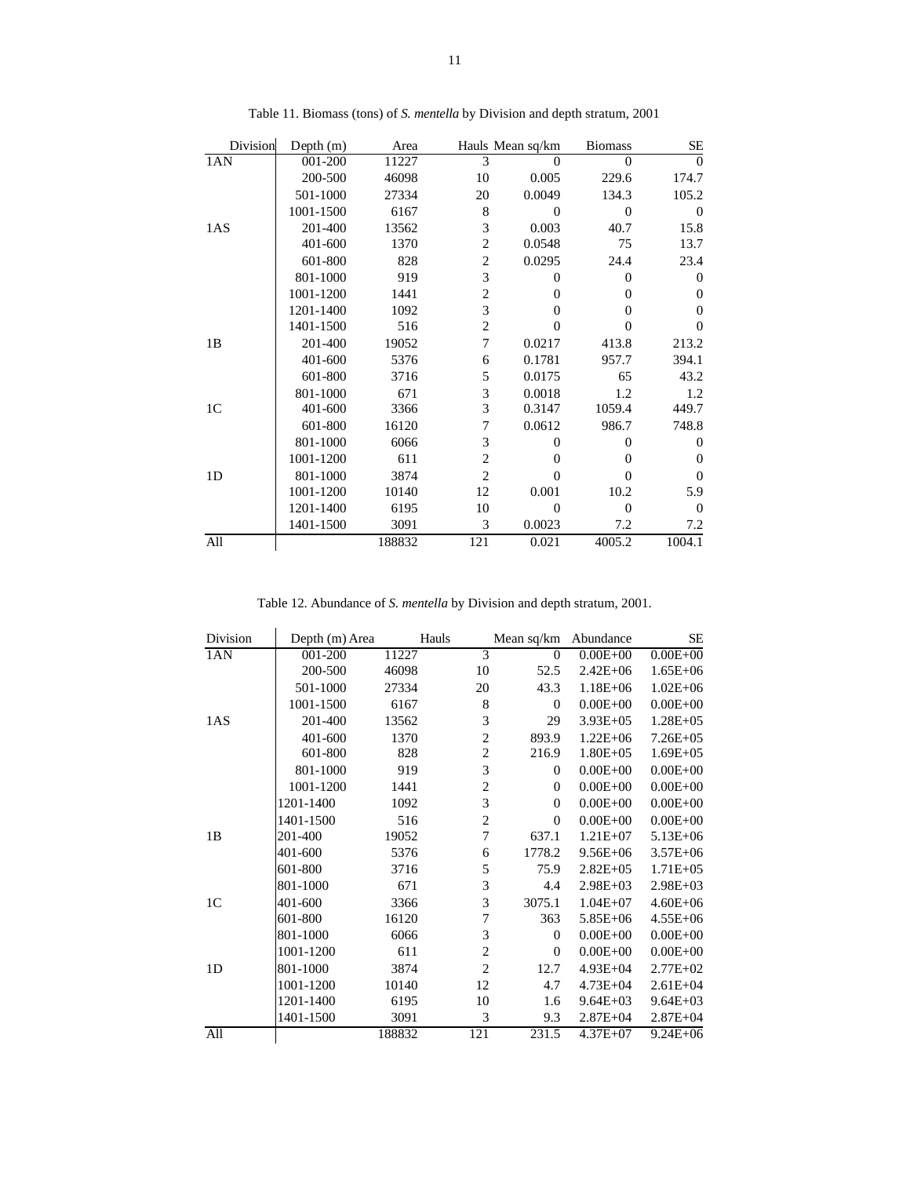Table 11. Biomass (tons) of *S. mentella* by Division and depth stratum, 2001

| Division | Depth (m) | Area | Hauls | Mean sq/km | Biomass | SE |
|---|---|---|---|---|---|---|
| 1AN | 001-200 | 11227 | 3 | 0 | 0 | 0 |
| | 200-500 | 46098 | 10 | 0.005 | 229.6 | 174.7 |
| | 501-1000 | 27334 | 20 | 0.0049 | 134.3 | 105.2 |
| | 1001-1500 | 6167 | 8 | 0 | 0 | 0 |
| 1AS | 201-400 | 13562 | 3 | 0.003 | 40.7 | 15.8 |
| | 401-600 | 1370 | 2 | 0.0548 | 75 | 13.7 |
| | 601-800 | 828 | 2 | 0.0295 | 24.4 | 23.4 |
| | 801-1000 | 919 | 3 | 0 | 0 | 0 |
| | 1001-1200 | 1441 | 2 | 0 | 0 | 0 |
| | 1201-1400 | 1092 | 3 | 0 | 0 | 0 |
| | 1401-1500 | 516 | 2 | 0 | 0 | 0 |
| 1B | 201-400 | 19052 | 7 | 0.0217 | 413.8 | 213.2 |
| | 401-600 | 5376 | 6 | 0.1781 | 957.7 | 394.1 |
| | 601-800 | 3716 | 5 | 0.0175 | 65 | 43.2 |
| | 801-1000 | 671 | 3 | 0.0018 | 1.2 | 1.2 |
| 1C | 401-600 | 3366 | 3 | 0.3147 | 1059.4 | 449.7 |
| | 601-800 | 16120 | 7 | 0.0612 | 986.7 | 748.8 |
| | 801-1000 | 6066 | 3 | 0 | 0 | 0 |
| | 1001-1200 | 611 | 2 | 0 | 0 | 0 |
| 1D | 801-1000 | 3874 | 2 | 0 | 0 | 0 |
| | 1001-1200 | 10140 | 12 | 0.001 | 10.2 | 5.9 |
| | 1201-1400 | 6195 | 10 | 0 | 0 | 0 |
| | 1401-1500 | 3091 | 3 | 0.0023 | 7.2 | 7.2 |
| All | | 188832 | 121 | 0.021 | 4005.2 | 1004.1 |

Table 12. Abundance of *S. mentella* by Division and depth stratum, 2001.

| Division | Depth (m) | Area | Hauls | Mean sq/km | Abundance | SE |
|---|---|---|---|---|---|---|
| 1AN | 001-200 | 11227 | 3 | 0 | 0.00E+00 | 0.00E+00 |
| | 200-500 | 46098 | 10 | 52.5 | 2.42E+06 | 1.65E+06 |
| | 501-1000 | 27334 | 20 | 43.3 | 1.18E+06 | 1.02E+06 |
| | 1001-1500 | 6167 | 8 | 0 | 0.00E+00 | 0.00E+00 |
| 1AS | 201-400 | 13562 | 3 | 29 | 3.93E+05 | 1.28E+05 |
| | 401-600 | 1370 | 2 | 893.9 | 1.22E+06 | 7.26E+05 |
| | 601-800 | 828 | 2 | 216.9 | 1.80E+05 | 1.69E+05 |
| | 801-1000 | 919 | 3 | 0 | 0.00E+00 | 0.00E+00 |
| | 1001-1200 | 1441 | 2 | 0 | 0.00E+00 | 0.00E+00 |
| | 1201-1400 | 1092 | 3 | 0 | 0.00E+00 | 0.00E+00 |
| | 1401-1500 | 516 | 2 | 0 | 0.00E+00 | 0.00E+00 |
| 1B | 201-400 | 19052 | 7 | 637.1 | 1.21E+07 | 5.13E+06 |
| | 401-600 | 5376 | 6 | 1778.2 | 9.56E+06 | 3.57E+06 |
| | 601-800 | 3716 | 5 | 75.9 | 2.82E+05 | 1.71E+05 |
| | 801-1000 | 671 | 3 | 4.4 | 2.98E+03 | 2.98E+03 |
| 1C | 401-600 | 3366 | 3 | 3075.1 | 1.04E+07 | 4.60E+06 |
| | 601-800 | 16120 | 7 | 363 | 5.85E+06 | 4.55E+06 |
| | 801-1000 | 6066 | 3 | 0 | 0.00E+00 | 0.00E+00 |
| | 1001-1200 | 611 | 2 | 0 | 0.00E+00 | 0.00E+00 |
| 1D | 801-1000 | 3874 | 2 | 12.7 | 4.93E+04 | 2.77E+02 |
| | 1001-1200 | 10140 | 12 | 4.7 | 4.73E+04 | 2.61E+04 |
| | 1201-1400 | 6195 | 10 | 1.6 | 9.64E+03 | 9.64E+03 |
| | 1401-1500 | 3091 | 3 | 9.3 | 2.87E+04 | 2.87E+04 |
| All | | 188832 | 121 | 231.5 | 4.37E+07 | 9.24E+06 |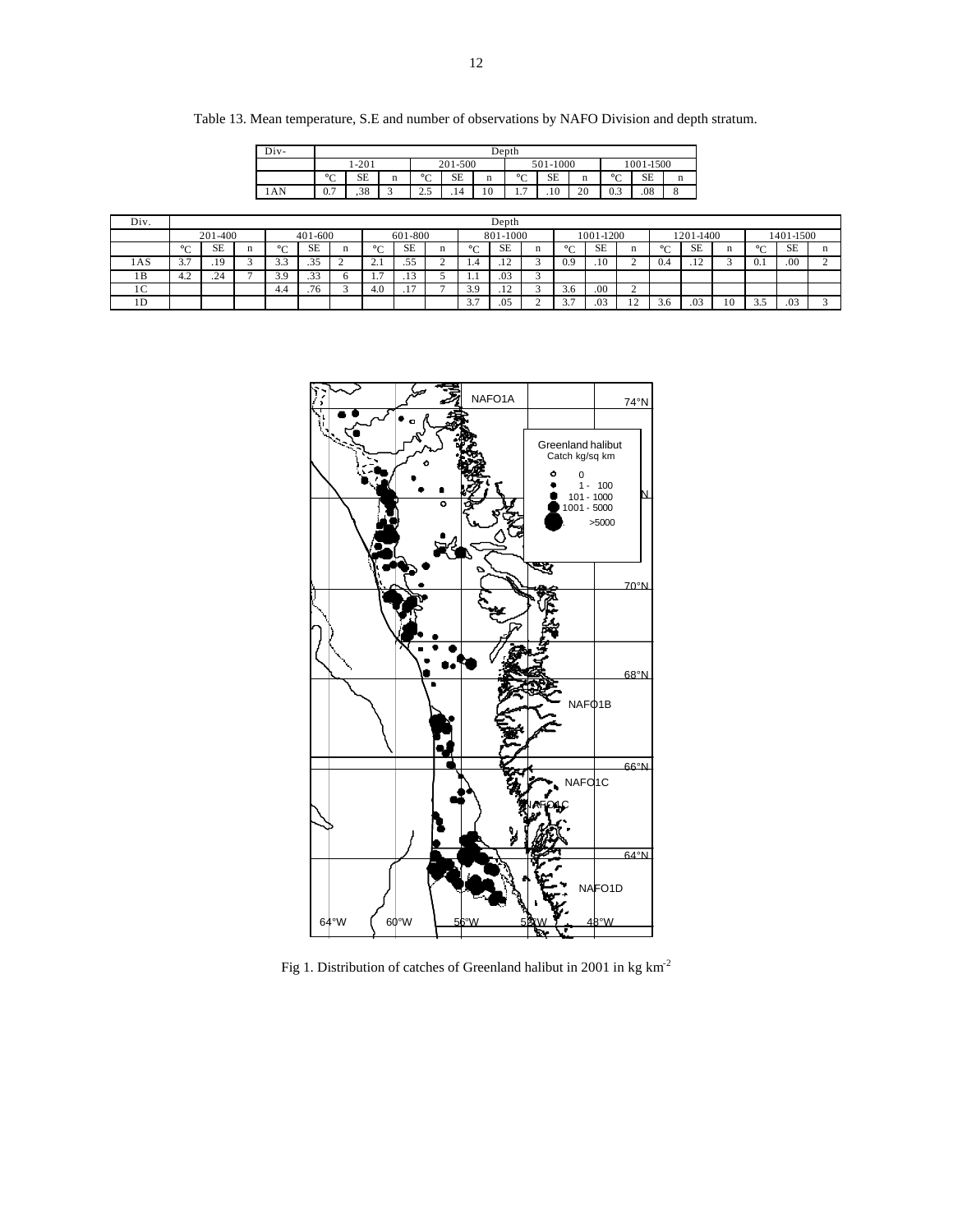Table 13. Mean temperature, S.E and number of observations by NAFO Division and depth stratum.

| Div- | Depth | | | | | | | | | | | |
|---|---|---|---|---|---|---|---|---|---|---|---|---|
| | 1-201 | | | 201-500 | | | 501-1000 | | | 1001-1500 | | |
| | °C | SE | n | °C | SE | n | °C | SE | n | °C | SE | n |
| 1AN | 0.7 | ,38 | 3 | 2.5 | .14 | 10 | 1.7 | .10 | 20 | 0.3 | .08 | 8 |

| Div. | Depth | | | | | | | | | | | | | | | | | | | | |
|---|---|---|---|---|---|---|---|---|---|---|---|---|---|---|---|---|---|---|---|---|---|
| | 201-400 | | | 401-600 | | | 601-800 | | | 801-1000 | | | 1001-1200 | | | 1201-1400 | | | 1401-1500 | | |
| | °C | SE | n | °C | SE | n | °C | SE | n | °C | SE | n | °C | SE | n | °C | SE | n | °C | SE | n |
| 1AS | 3.7 | .19 | 3 | 3.3 | .35 | 2 | 2.1 | .55 | 2 | 1.4 | .12 | 3 | 0.9 | .10 | 2 | 0.4 | .12 | 3 | 0.1 | .00 | 2 |
| 1B | 4.2 | .24 | 7 | 3.9 | .33 | 6 | 1.7 | .13 | 5 | 1.1 | .03 | 3 | | | | | | | | | |
| 1C | | | | 4.4 | .76 | 3 | 4.0 | .17 | 7 | 3.9 | .12 | 3 | 3.6 | .00 | 2 | | | | | | |
| 1D | | | | | | | | | | 3.7 | .05 | 2 | 3.7 | .03 | 12 | 3.6 | .03 | 10 | 3.5 | .03 | 3 |

Fig 1. Distribution of catches of Greenland halibut in 2001 in kg km$^{-2}$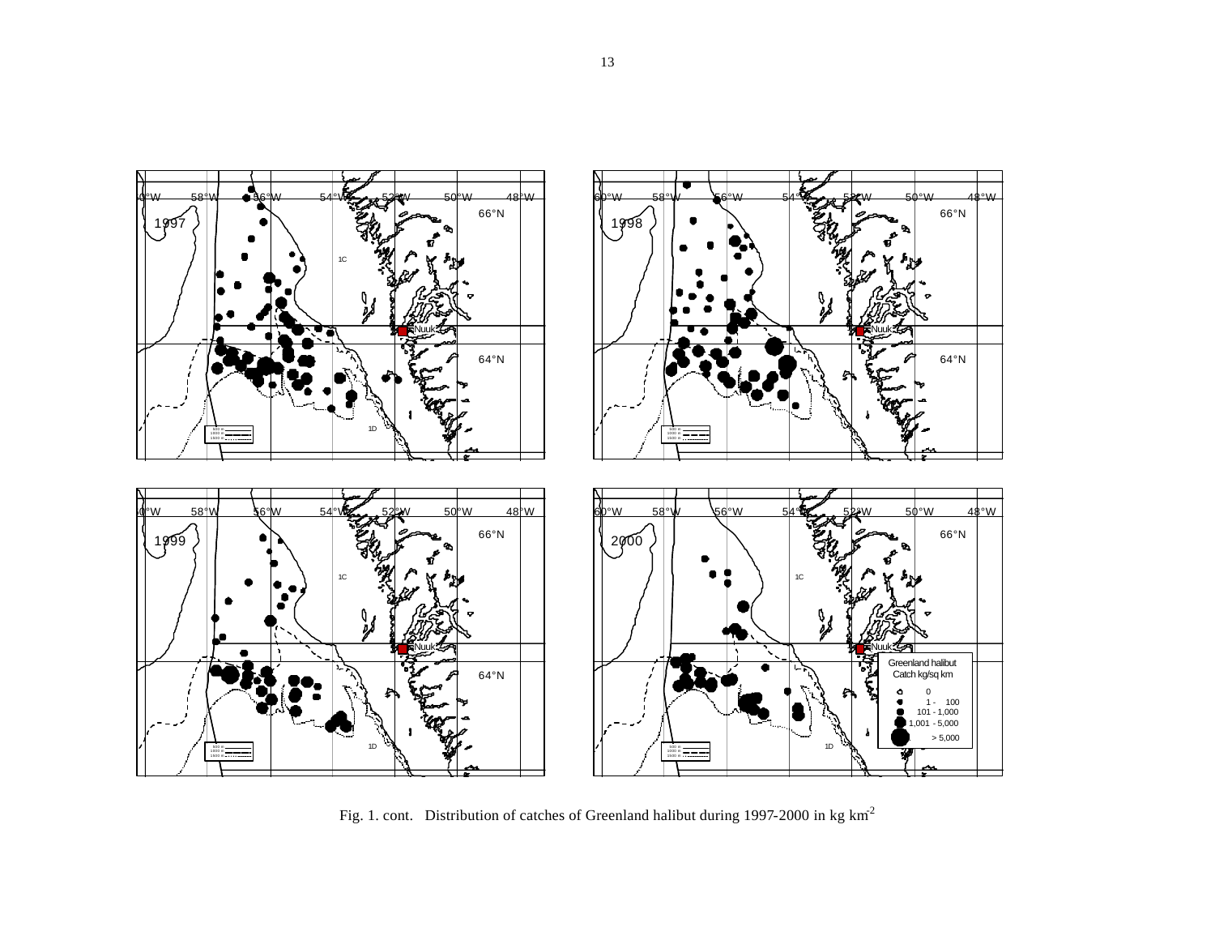Fig. 1. cont.   Distribution of catches of Greenland halibut during 1997-2000 in kg km$^{-2}$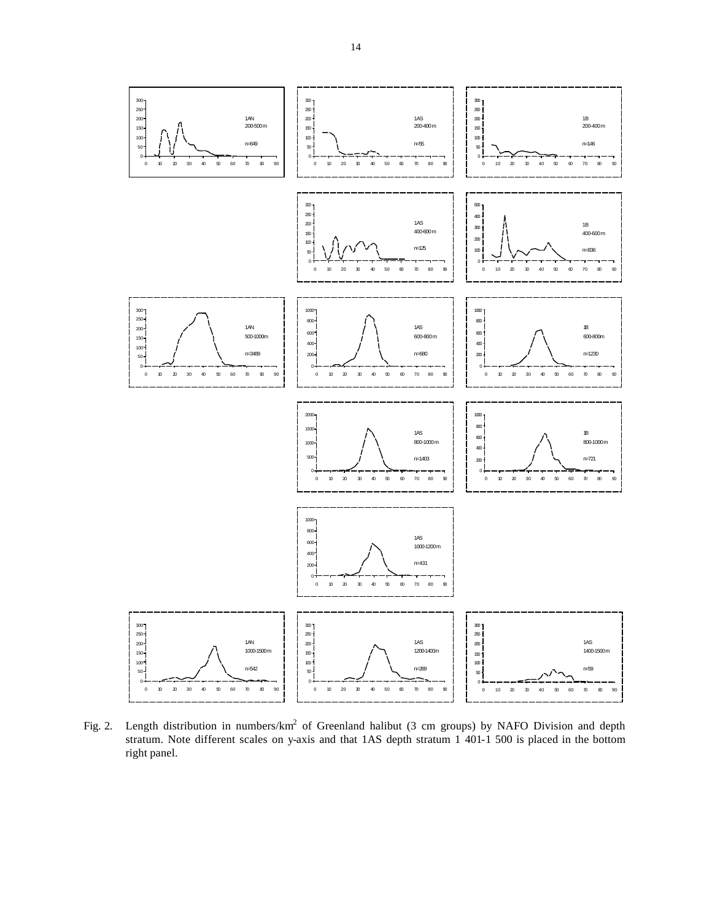Fig. 2. Length distribution in numbers/km$^2$ of Greenland halibut (3 cm groups) by NAFO Division and depth stratum. Note different scales on y-axis and that 1AS depth stratum 1 401-1 500 is placed in the bottom right panel.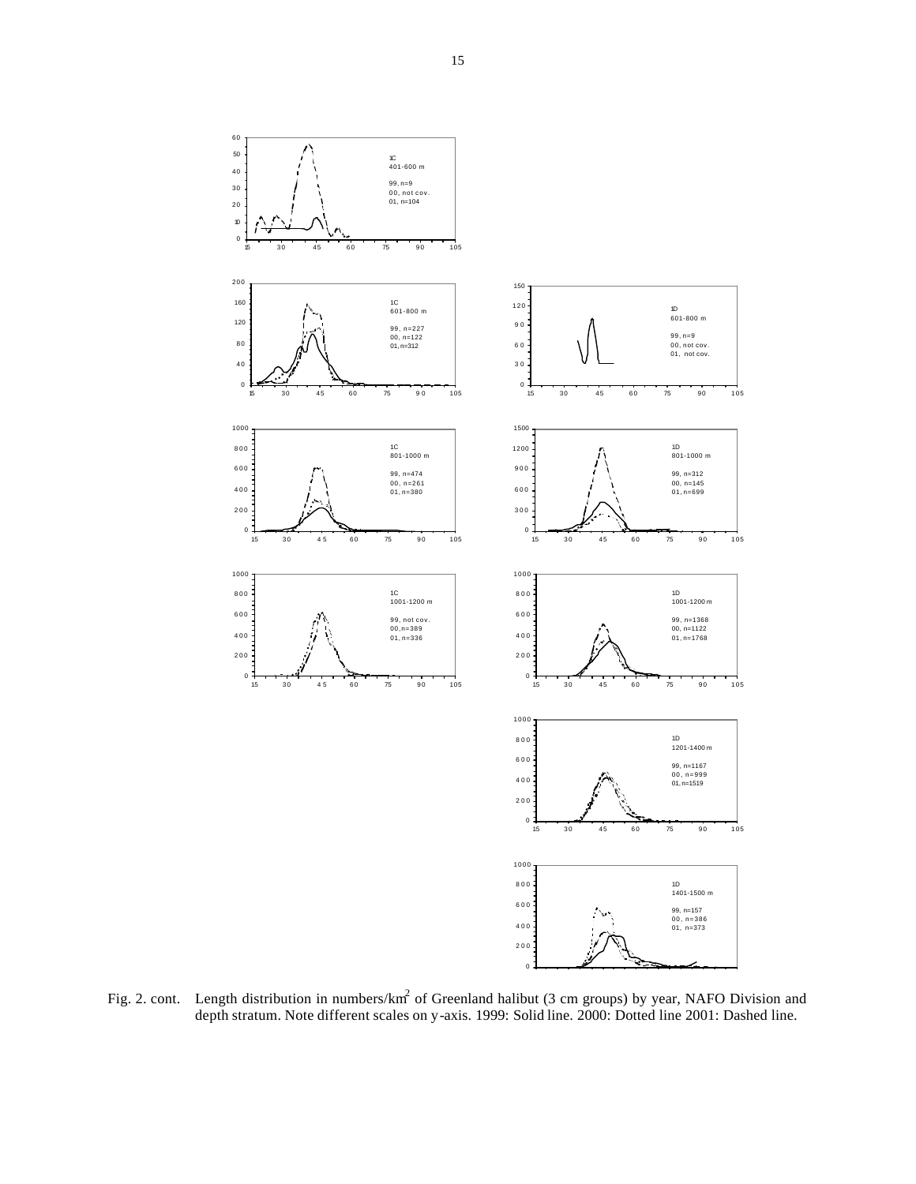Fig. 2. cont. Length distribution in numbers/km$^2$ of Greenland halibut (3 cm groups) by year, NAFO Division and depth stratum. Note different scales on y-axis. 1999: Solid line. 2000: Dotted line 2001: Dashed line.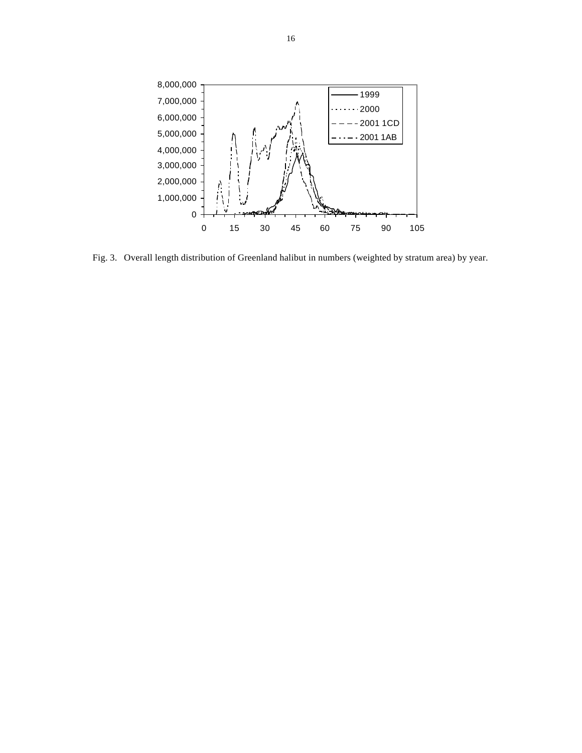Fig. 3. Overall length distribution of Greenland halibut in numbers (weighted by stratum area) by year.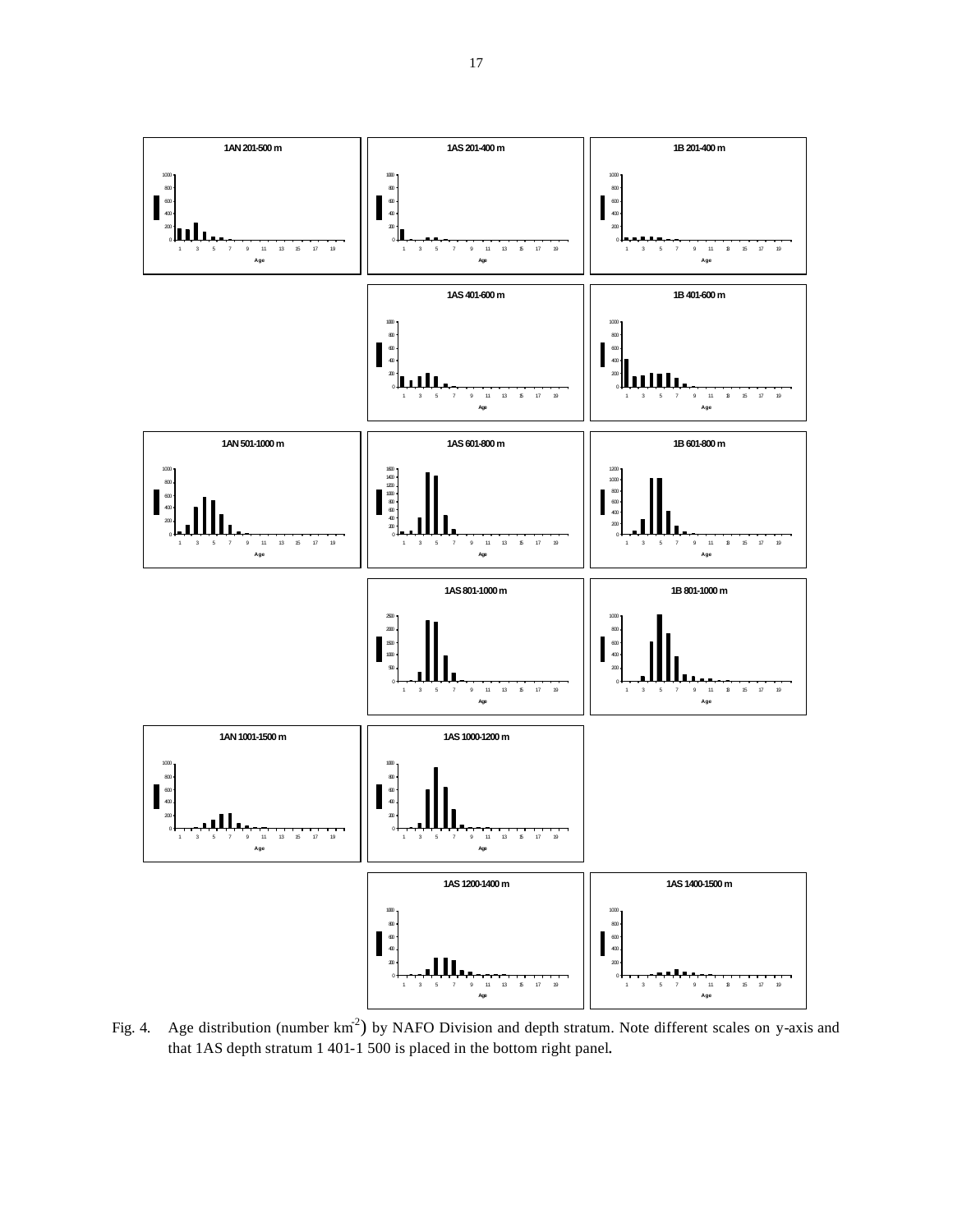Fig. 4. Age distribution (number $km^{-2}$) by NAFO Division and depth stratum. Note different scales on y-axis and that 1AS depth stratum 1 401-1 500 is placed in the bottom right panel.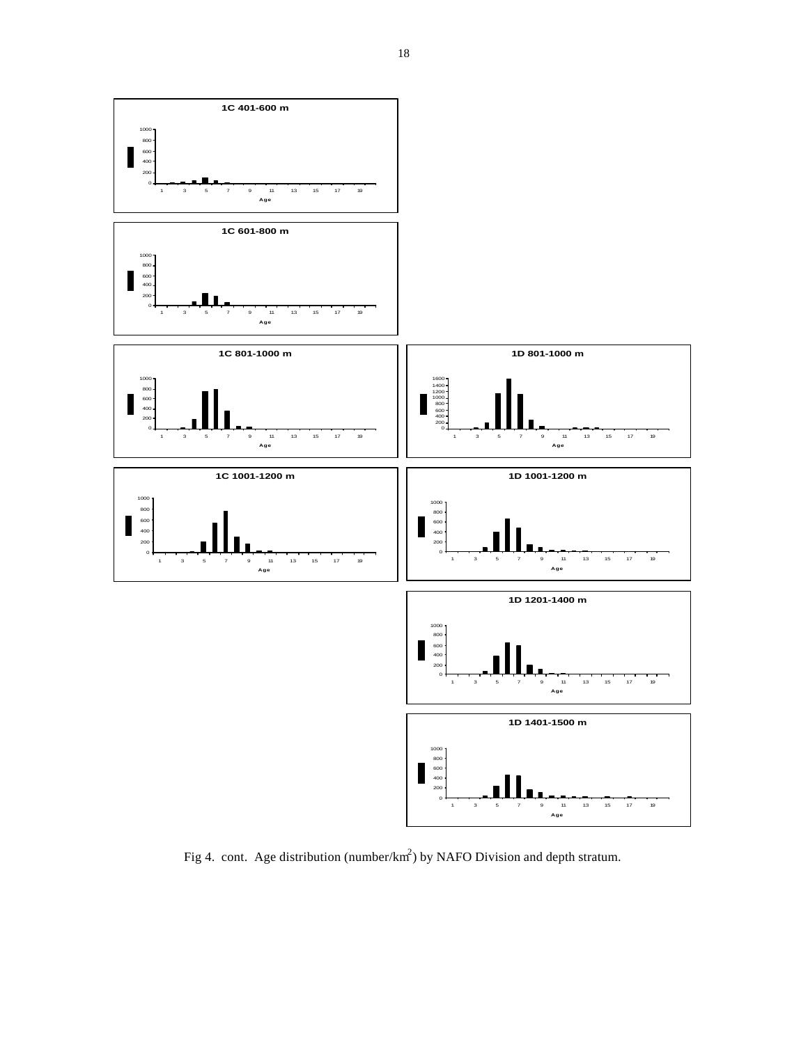Fig 4. cont. Age distribution (number/km$^2$) by NAFO Division and depth stratum.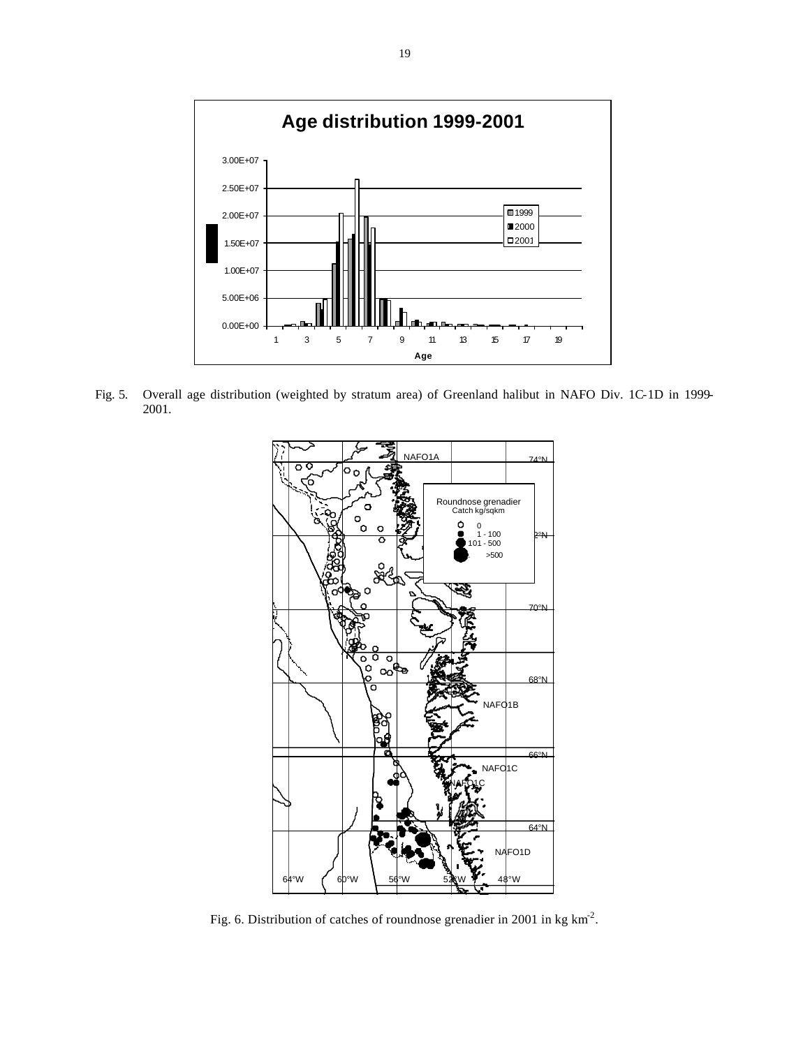Fig. 5. Overall age distribution (weighted by stratum area) of Greenland halibut in NAFO Div. 1C-1D in 1999-2001.

Fig. 6. Distribution of catches of roundnose grenadier in 2001 in kg km$^{-2}$.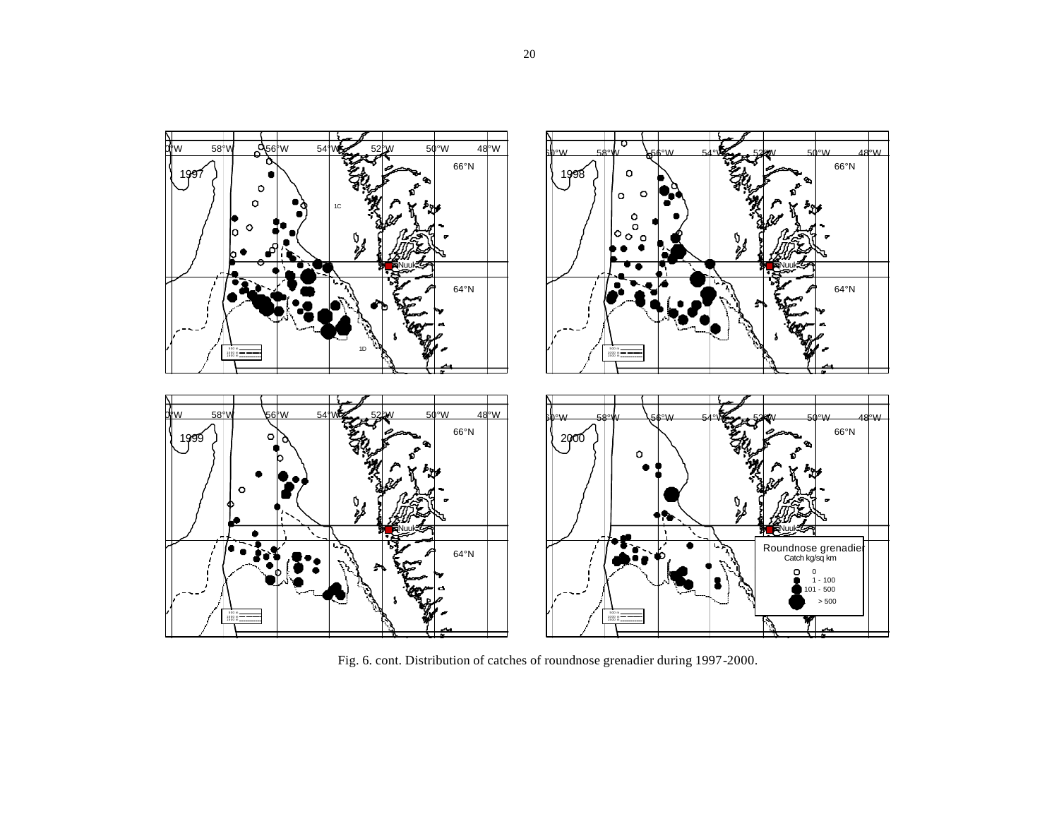Fig. 6. cont. Distribution of catches of roundnose grenadier during 1997-2000.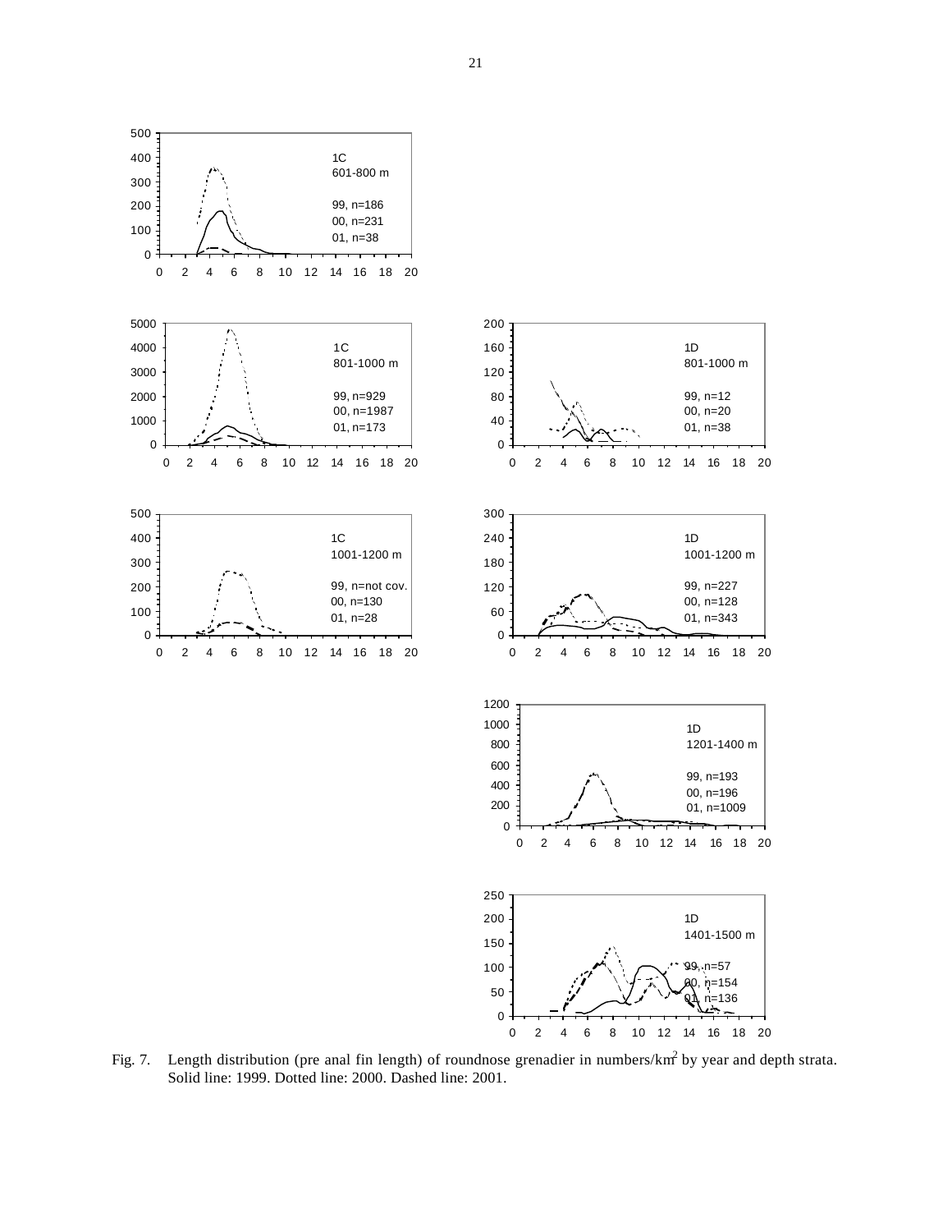Fig. 7. Length distribution (pre anal fin length) of roundnose grenadier in numbers/km[2] by year and depth strata. Solid line: 1999. Dotted line: 2000. Dashed line: 2001.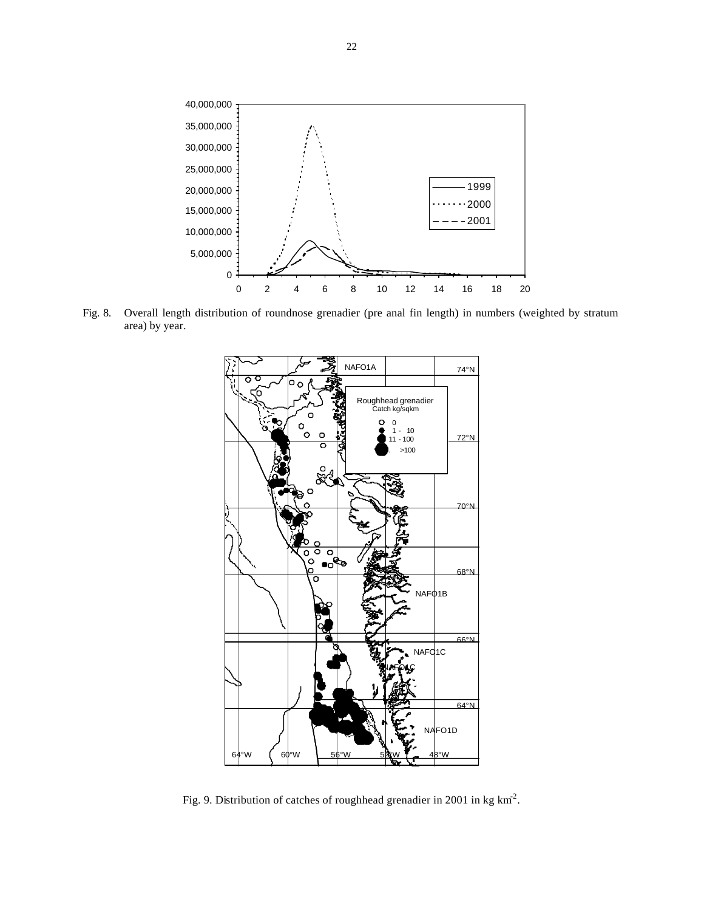Fig. 8. Overall length distribution of roundnose grenadier (pre anal fin length) in numbers (weighted by stratum area) by year.

Fig. 9. Distribution of catches of roughhead grenadier in 2001 in kg km$^{-2}$.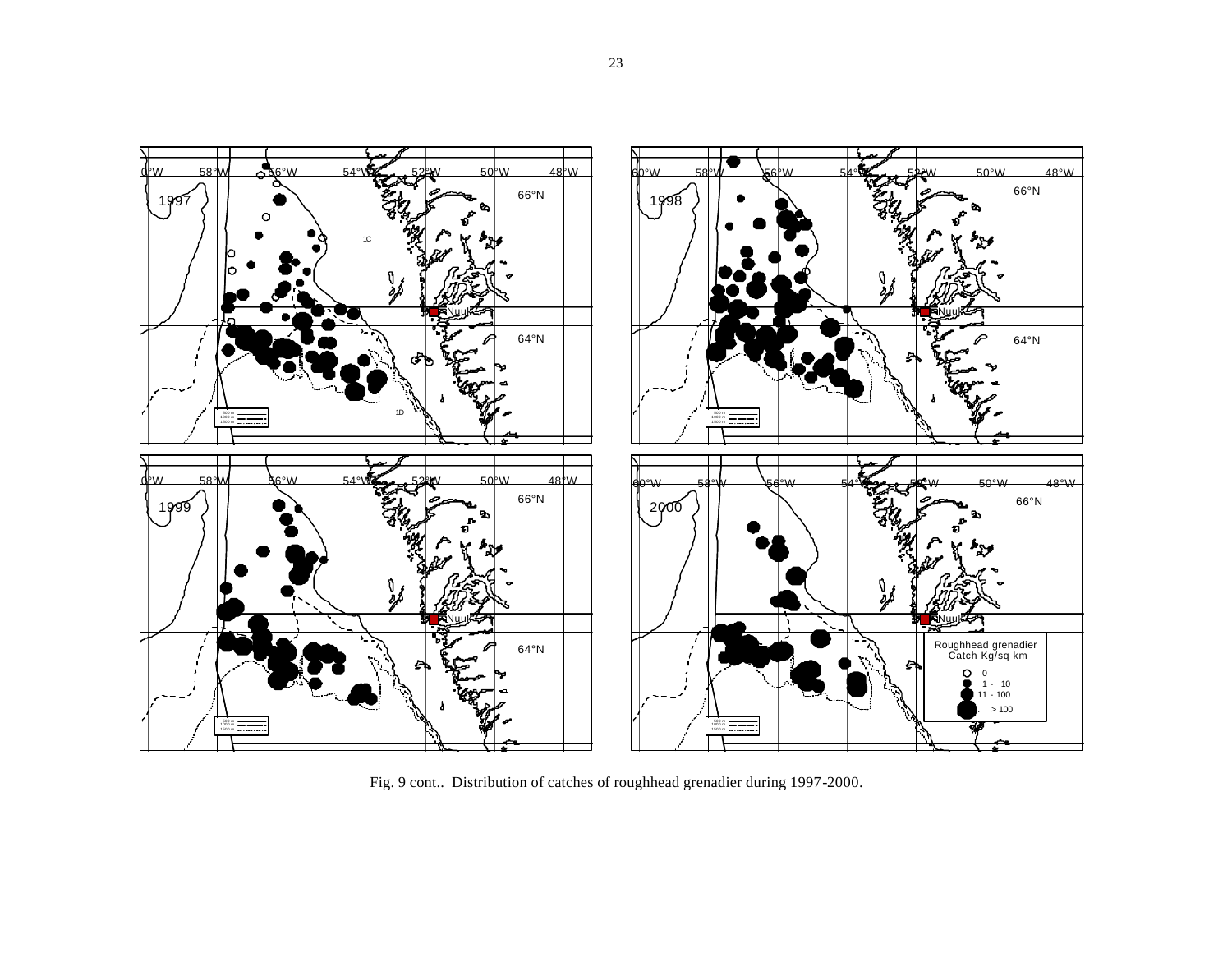Fig. 9 cont.. Distribution of catches of roughhead grenadier during 1997-2000.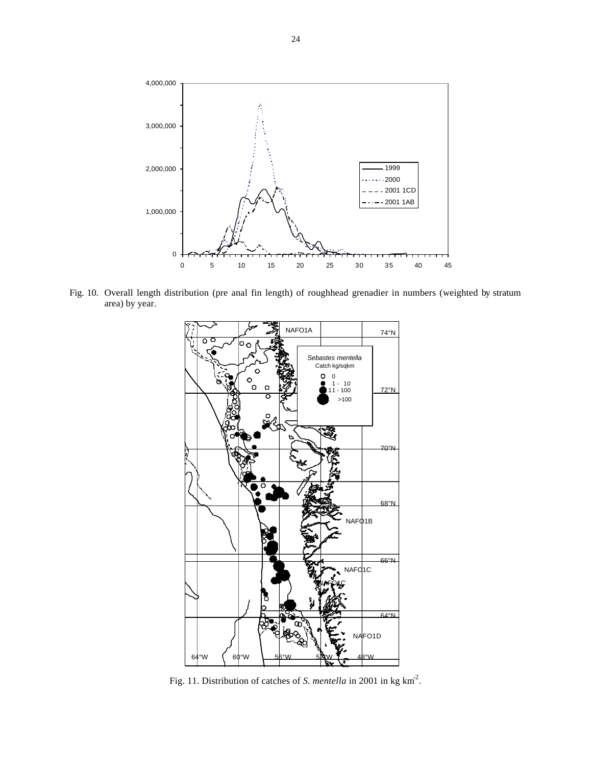Fig. 10. Overall length distribution (pre anal fin length) of roughhead grenadier in numbers (weighted by stratum area) by year.

Fig. 11. Distribution of catches of *S. mentella* in 2001 in kg km$^{-2}$.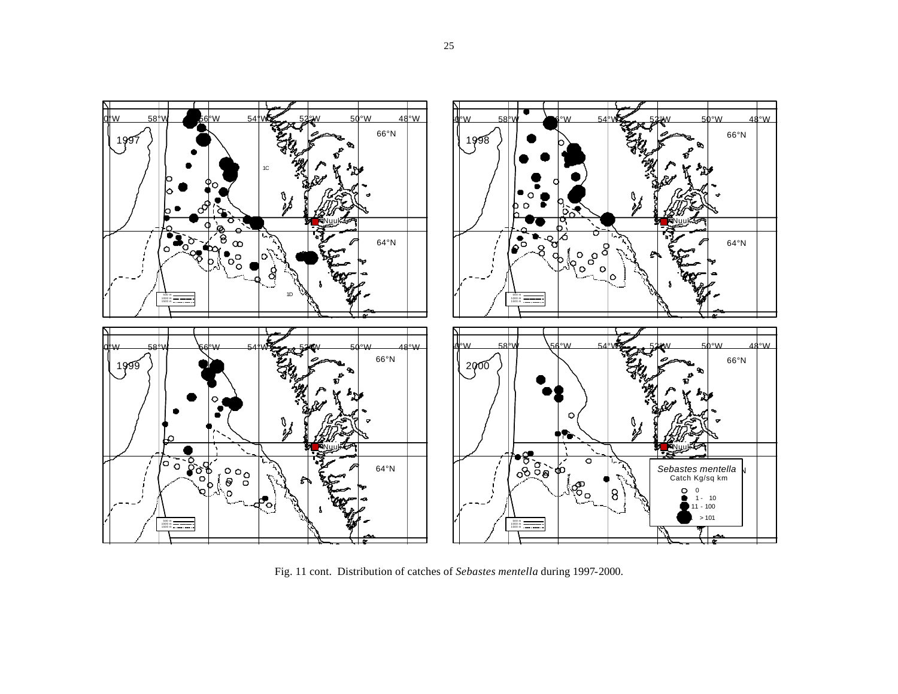Fig. 11 cont. Distribution of catches of *Sebastes mentella* during 1997-2000.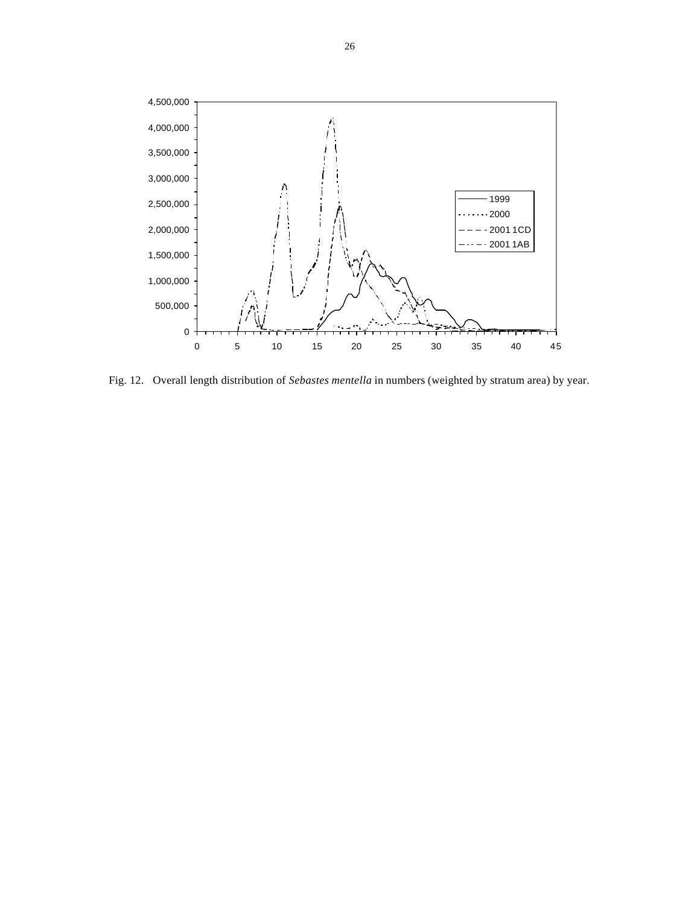Fig. 12. Overall length distribution of *Sebastes mentella* in numbers (weighted by stratum area) by year.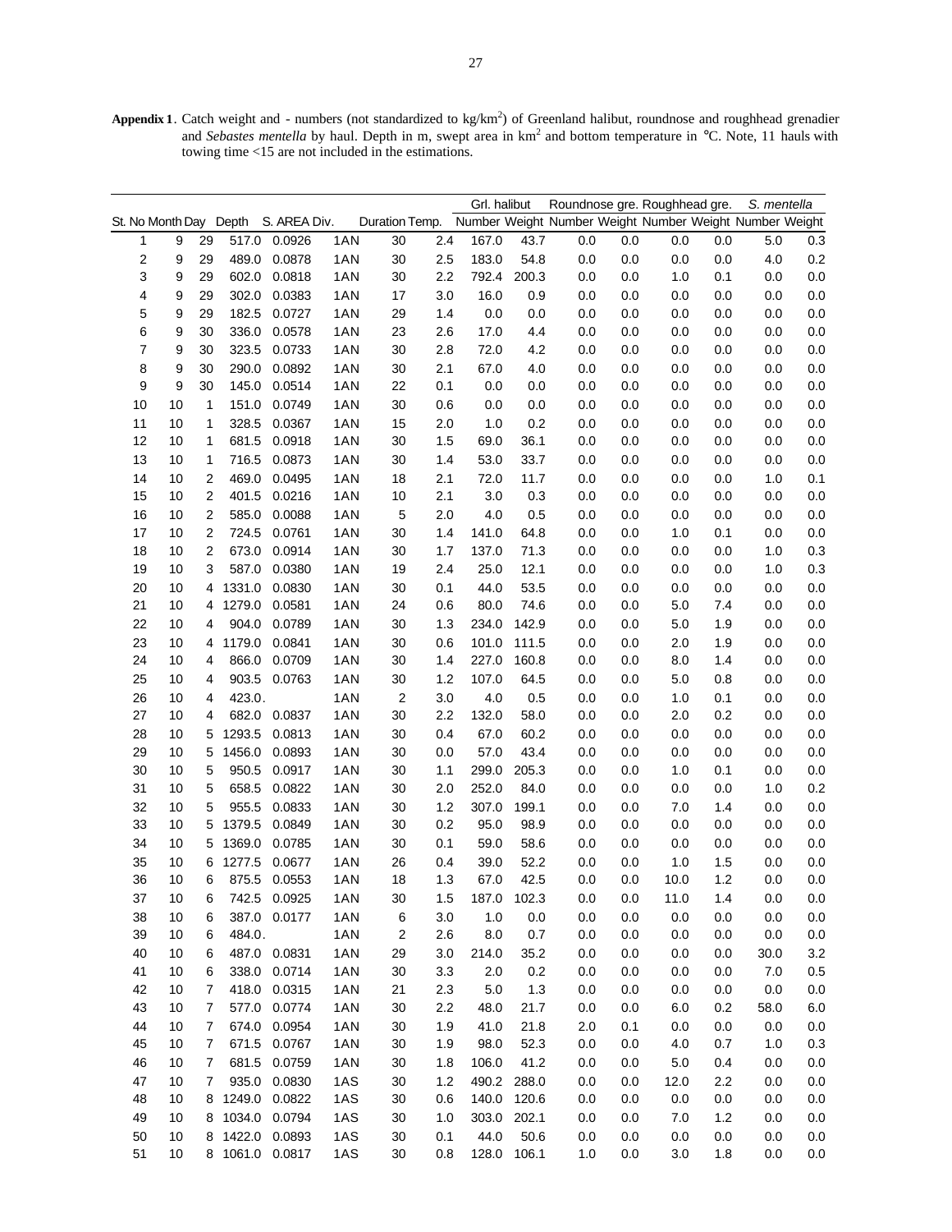**Appendix 1**. Catch weight and - numbers (not standardized to kg/km$^2$) of Greenland halibut, roundnose and roughhead grenadier and *Sebastes mentella* by haul. Depth in m, swept area in km$^2$ and bottom temperature in °C. Note, 11 hauls with towing time <15 are not included in the estimations.

| | | | | | | | | Grl. halibut | | Roundnose gre. | | Roughhead gre. | | *S. mentella* | |
|---|---|---|---|---|---|---|---|---|---|---|---|---|---|---|---|
| St. No | Month | Day | Depth | S. AREA | Div. | Duration | Temp. | Number | Weight | Number | Weight | Number | Weight | Number | Weight |
| 1 | 9 | 29 | 517.0 | 0.0926 | 1AN | 30 | 2.4 | 167.0 | 43.7 | 0.0 | 0.0 | 0.0 | 0.0 | 5.0 | 0.3 |
| 2 | 9 | 29 | 489.0 | 0.0878 | 1AN | 30 | 2.5 | 183.0 | 54.8 | 0.0 | 0.0 | 0.0 | 0.0 | 4.0 | 0.2 |
| 3 | 9 | 29 | 602.0 | 0.0818 | 1AN | 30 | 2.2 | 792.4 | 200.3 | 0.0 | 0.0 | 1.0 | 0.1 | 0.0 | 0.0 |
| 4 | 9 | 29 | 302.0 | 0.0383 | 1AN | 17 | 3.0 | 16.0 | 0.9 | 0.0 | 0.0 | 0.0 | 0.0 | 0.0 | 0.0 |
| 5 | 9 | 29 | 182.5 | 0.0727 | 1AN | 29 | 1.4 | 0.0 | 0.0 | 0.0 | 0.0 | 0.0 | 0.0 | 0.0 | 0.0 |
| 6 | 9 | 30 | 336.0 | 0.0578 | 1AN | 23 | 2.6 | 17.0 | 4.4 | 0.0 | 0.0 | 0.0 | 0.0 | 0.0 | 0.0 |
| 7 | 9 | 30 | 323.5 | 0.0733 | 1AN | 30 | 2.8 | 72.0 | 4.2 | 0.0 | 0.0 | 0.0 | 0.0 | 0.0 | 0.0 |
| 8 | 9 | 30 | 290.0 | 0.0892 | 1AN | 30 | 2.1 | 67.0 | 4.0 | 0.0 | 0.0 | 0.0 | 0.0 | 0.0 | 0.0 |
| 9 | 9 | 30 | 145.0 | 0.0514 | 1AN | 22 | 0.1 | 0.0 | 0.0 | 0.0 | 0.0 | 0.0 | 0.0 | 0.0 | 0.0 |
| 10 | 10 | 1 | 151.0 | 0.0749 | 1AN | 30 | 0.6 | 0.0 | 0.0 | 0.0 | 0.0 | 0.0 | 0.0 | 0.0 | 0.0 |
| 11 | 10 | 1 | 328.5 | 0.0367 | 1AN | 15 | 2.0 | 1.0 | 0.2 | 0.0 | 0.0 | 0.0 | 0.0 | 0.0 | 0.0 |
| 12 | 10 | 1 | 681.5 | 0.0918 | 1AN | 30 | 1.5 | 69.0 | 36.1 | 0.0 | 0.0 | 0.0 | 0.0 | 0.0 | 0.0 |
| 13 | 10 | 1 | 716.5 | 0.0873 | 1AN | 30 | 1.4 | 53.0 | 33.7 | 0.0 | 0.0 | 0.0 | 0.0 | 0.0 | 0.0 |
| 14 | 10 | 2 | 469.0 | 0.0495 | 1AN | 18 | 2.1 | 72.0 | 11.7 | 0.0 | 0.0 | 0.0 | 0.0 | 1.0 | 0.1 |
| 15 | 10 | 2 | 401.5 | 0.0216 | 1AN | 10 | 2.1 | 3.0 | 0.3 | 0.0 | 0.0 | 0.0 | 0.0 | 0.0 | 0.0 |
| 16 | 10 | 2 | 585.0 | 0.0088 | 1AN | 5 | 2.0 | 4.0 | 0.5 | 0.0 | 0.0 | 0.0 | 0.0 | 0.0 | 0.0 |
| 17 | 10 | 2 | 724.5 | 0.0761 | 1AN | 30 | 1.4 | 141.0 | 64.8 | 0.0 | 0.0 | 1.0 | 0.1 | 0.0 | 0.0 |
| 18 | 10 | 2 | 673.0 | 0.0914 | 1AN | 30 | 1.7 | 137.0 | 71.3 | 0.0 | 0.0 | 0.0 | 0.0 | 1.0 | 0.3 |
| 19 | 10 | 3 | 587.0 | 0.0380 | 1AN | 19 | 2.4 | 25.0 | 12.1 | 0.0 | 0.0 | 0.0 | 0.0 | 1.0 | 0.3 |
| 20 | 10 | 4 | 1331.0 | 0.0830 | 1AN | 30 | 0.1 | 44.0 | 53.5 | 0.0 | 0.0 | 0.0 | 0.0 | 0.0 | 0.0 |
| 21 | 10 | 4 | 1279.0 | 0.0581 | 1AN | 24 | 0.6 | 80.0 | 74.6 | 0.0 | 0.0 | 5.0 | 7.4 | 0.0 | 0.0 |
| 22 | 10 | 4 | 904.0 | 0.0789 | 1AN | 30 | 1.3 | 234.0 | 142.9 | 0.0 | 0.0 | 5.0 | 1.9 | 0.0 | 0.0 |
| 23 | 10 | 4 | 1179.0 | 0.0841 | 1AN | 30 | 0.6 | 101.0 | 111.5 | 0.0 | 0.0 | 2.0 | 1.9 | 0.0 | 0.0 |
| 24 | 10 | 4 | 866.0 | 0.0709 | 1AN | 30 | 1.4 | 227.0 | 160.8 | 0.0 | 0.0 | 8.0 | 1.4 | 0.0 | 0.0 |
| 25 | 10 | 4 | 903.5 | 0.0763 | 1AN | 30 | 1.2 | 107.0 | 64.5 | 0.0 | 0.0 | 5.0 | 0.8 | 0.0 | 0.0 |
| 26 | 10 | 4 | 423.0 | . | 1AN | 2 | 3.0 | 4.0 | 0.5 | 0.0 | 0.0 | 1.0 | 0.1 | 0.0 | 0.0 |
| 27 | 10 | 4 | 682.0 | 0.0837 | 1AN | 30 | 2.2 | 132.0 | 58.0 | 0.0 | 0.0 | 2.0 | 0.2 | 0.0 | 0.0 |
| 28 | 10 | 5 | 1293.5 | 0.0813 | 1AN | 30 | 0.4 | 67.0 | 60.2 | 0.0 | 0.0 | 0.0 | 0.0 | 0.0 | 0.0 |
| 29 | 10 | 5 | 1456.0 | 0.0893 | 1AN | 30 | 0.0 | 57.0 | 43.4 | 0.0 | 0.0 | 0.0 | 0.0 | 0.0 | 0.0 |
| 30 | 10 | 5 | 950.5 | 0.0917 | 1AN | 30 | 1.1 | 299.0 | 205.3 | 0.0 | 0.0 | 1.0 | 0.1 | 0.0 | 0.0 |
| 31 | 10 | 5 | 658.5 | 0.0822 | 1AN | 30 | 2.0 | 252.0 | 84.0 | 0.0 | 0.0 | 0.0 | 0.0 | 1.0 | 0.2 |
| 32 | 10 | 5 | 955.5 | 0.0833 | 1AN | 30 | 1.2 | 307.0 | 199.1 | 0.0 | 0.0 | 7.0 | 1.4 | 0.0 | 0.0 |
| 33 | 10 | 5 | 1379.5 | 0.0849 | 1AN | 30 | 0.2 | 95.0 | 98.9 | 0.0 | 0.0 | 0.0 | 0.0 | 0.0 | 0.0 |
| 34 | 10 | 5 | 1369.0 | 0.0785 | 1AN | 30 | 0.1 | 59.0 | 58.6 | 0.0 | 0.0 | 0.0 | 0.0 | 0.0 | 0.0 |
| 35 | 10 | 6 | 1277.5 | 0.0677 | 1AN | 26 | 0.4 | 39.0 | 52.2 | 0.0 | 0.0 | 1.0 | 1.5 | 0.0 | 0.0 |
| 36 | 10 | 6 | 875.5 | 0.0553 | 1AN | 18 | 1.3 | 67.0 | 42.5 | 0.0 | 0.0 | 10.0 | 1.2 | 0.0 | 0.0 |
| 37 | 10 | 6 | 742.5 | 0.0925 | 1AN | 30 | 1.5 | 187.0 | 102.3 | 0.0 | 0.0 | 11.0 | 1.4 | 0.0 | 0.0 |
| 38 | 10 | 6 | 387.0 | 0.0177 | 1AN | 6 | 3.0 | 1.0 | 0.0 | 0.0 | 0.0 | 0.0 | 0.0 | 0.0 | 0.0 |
| 39 | 10 | 6 | 484.0 | . | 1AN | 2 | 2.6 | 8.0 | 0.7 | 0.0 | 0.0 | 0.0 | 0.0 | 0.0 | 0.0 |
| 40 | 10 | 6 | 487.0 | 0.0831 | 1AN | 29 | 3.0 | 214.0 | 35.2 | 0.0 | 0.0 | 0.0 | 0.0 | 30.0 | 3.2 |
| 41 | 10 | 6 | 338.0 | 0.0714 | 1AN | 30 | 3.3 | 2.0 | 0.2 | 0.0 | 0.0 | 0.0 | 0.0 | 7.0 | 0.5 |
| 42 | 10 | 7 | 418.0 | 0.0315 | 1AN | 21 | 2.3 | 5.0 | 1.3 | 0.0 | 0.0 | 0.0 | 0.0 | 0.0 | 0.0 |
| 43 | 10 | 7 | 577.0 | 0.0774 | 1AN | 30 | 2.2 | 48.0 | 21.7 | 0.0 | 0.0 | 6.0 | 0.2 | 58.0 | 6.0 |
| 44 | 10 | 7 | 674.0 | 0.0954 | 1AN | 30 | 1.9 | 41.0 | 21.8 | 2.0 | 0.1 | 0.0 | 0.0 | 0.0 | 0.0 |
| 45 | 10 | 7 | 671.5 | 0.0767 | 1AN | 30 | 1.9 | 98.0 | 52.3 | 0.0 | 0.0 | 4.0 | 0.7 | 1.0 | 0.3 |
| 46 | 10 | 7 | 681.5 | 0.0759 | 1AN | 30 | 1.8 | 106.0 | 41.2 | 0.0 | 0.0 | 5.0 | 0.4 | 0.0 | 0.0 |
| 47 | 10 | 7 | 935.0 | 0.0830 | 1AS | 30 | 1.2 | 490.2 | 288.0 | 0.0 | 0.0 | 12.0 | 2.2 | 0.0 | 0.0 |
| 48 | 10 | 8 | 1249.0 | 0.0822 | 1AS | 30 | 0.6 | 140.0 | 120.6 | 0.0 | 0.0 | 0.0 | 0.0 | 0.0 | 0.0 |
| 49 | 10 | 8 | 1034.0 | 0.0794 | 1AS | 30 | 1.0 | 303.0 | 202.1 | 0.0 | 0.0 | 7.0 | 1.2 | 0.0 | 0.0 |
| 50 | 10 | 8 | 1422.0 | 0.0893 | 1AS | 30 | 0.1 | 44.0 | 50.6 | 0.0 | 0.0 | 0.0 | 0.0 | 0.0 | 0.0 |
| 51 | 10 | 8 | 1061.0 | 0.0817 | 1AS | 30 | 0.8 | 128.0 | 106.1 | 1.0 | 0.0 | 3.0 | 1.8 | 0.0 | 0.0 |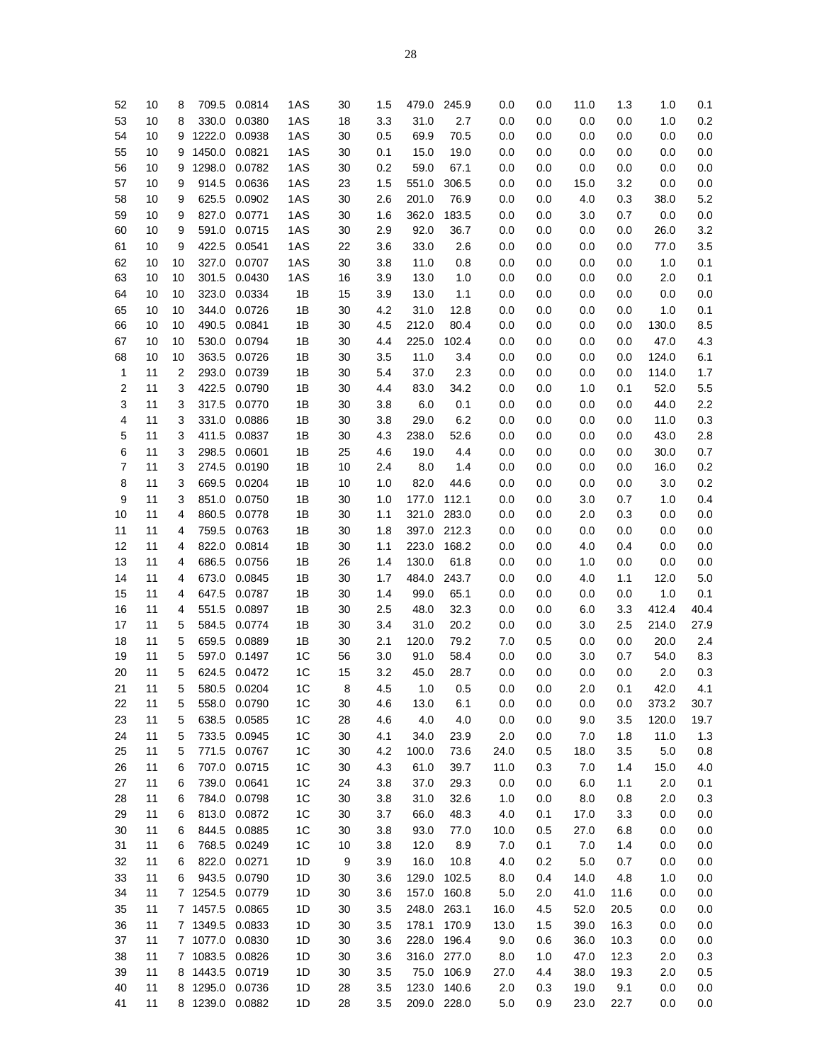| | | | | | | | | | | | | | | | |
|---|---|---|---|---|---|---|---|---|---|---|---|---|---|---|---|
| 52 | 10 | 8 | 709.5 | 0.0814 | 1AS | 30 | 1.5 | 479.0 | 245.9 | 0.0 | 0.0 | 11.0 | 1.3 | 1.0 | 0.1 |
| 53 | 10 | 8 | 330.0 | 0.0380 | 1AS | 18 | 3.3 | 31.0 | 2.7 | 0.0 | 0.0 | 0.0 | 0.0 | 1.0 | 0.2 |
| 54 | 10 | 9 | 1222.0 | 0.0938 | 1AS | 30 | 0.5 | 69.9 | 70.5 | 0.0 | 0.0 | 0.0 | 0.0 | 0.0 | 0.0 |
| 55 | 10 | 9 | 1450.0 | 0.0821 | 1AS | 30 | 0.1 | 15.0 | 19.0 | 0.0 | 0.0 | 0.0 | 0.0 | 0.0 | 0.0 |
| 56 | 10 | 9 | 1298.0 | 0.0782 | 1AS | 30 | 0.2 | 59.0 | 67.1 | 0.0 | 0.0 | 0.0 | 0.0 | 0.0 | 0.0 |
| 57 | 10 | 9 | 914.5 | 0.0636 | 1AS | 23 | 1.5 | 551.0 | 306.5 | 0.0 | 0.0 | 15.0 | 3.2 | 0.0 | 0.0 |
| 58 | 10 | 9 | 625.5 | 0.0902 | 1AS | 30 | 2.6 | 201.0 | 76.9 | 0.0 | 0.0 | 4.0 | 0.3 | 38.0 | 5.2 |
| 59 | 10 | 9 | 827.0 | 0.0771 | 1AS | 30 | 1.6 | 362.0 | 183.5 | 0.0 | 0.0 | 3.0 | 0.7 | 0.0 | 0.0 |
| 60 | 10 | 9 | 591.0 | 0.0715 | 1AS | 30 | 2.9 | 92.0 | 36.7 | 0.0 | 0.0 | 0.0 | 0.0 | 26.0 | 3.2 |
| 61 | 10 | 9 | 422.5 | 0.0541 | 1AS | 22 | 3.6 | 33.0 | 2.6 | 0.0 | 0.0 | 0.0 | 0.0 | 77.0 | 3.5 |
| 62 | 10 | 10 | 327.0 | 0.0707 | 1AS | 30 | 3.8 | 11.0 | 0.8 | 0.0 | 0.0 | 0.0 | 0.0 | 1.0 | 0.1 |
| 63 | 10 | 10 | 301.5 | 0.0430 | 1AS | 16 | 3.9 | 13.0 | 1.0 | 0.0 | 0.0 | 0.0 | 0.0 | 2.0 | 0.1 |
| 64 | 10 | 10 | 323.0 | 0.0334 | 1B | 15 | 3.9 | 13.0 | 1.1 | 0.0 | 0.0 | 0.0 | 0.0 | 0.0 | 0.0 |
| 65 | 10 | 10 | 344.0 | 0.0726 | 1B | 30 | 4.2 | 31.0 | 12.8 | 0.0 | 0.0 | 0.0 | 0.0 | 1.0 | 0.1 |
| 66 | 10 | 10 | 490.5 | 0.0841 | 1B | 30 | 4.5 | 212.0 | 80.4 | 0.0 | 0.0 | 0.0 | 0.0 | 130.0 | 8.5 |
| 67 | 10 | 10 | 530.0 | 0.0794 | 1B | 30 | 4.4 | 225.0 | 102.4 | 0.0 | 0.0 | 0.0 | 0.0 | 47.0 | 4.3 |
| 68 | 10 | 10 | 363.5 | 0.0726 | 1B | 30 | 3.5 | 11.0 | 3.4 | 0.0 | 0.0 | 0.0 | 0.0 | 124.0 | 6.1 |
| 1 | 11 | 2 | 293.0 | 0.0739 | 1B | 30 | 5.4 | 37.0 | 2.3 | 0.0 | 0.0 | 0.0 | 0.0 | 114.0 | 1.7 |
| 2 | 11 | 3 | 422.5 | 0.0790 | 1B | 30 | 4.4 | 83.0 | 34.2 | 0.0 | 0.0 | 1.0 | 0.1 | 52.0 | 5.5 |
| 3 | 11 | 3 | 317.5 | 0.0770 | 1B | 30 | 3.8 | 6.0 | 0.1 | 0.0 | 0.0 | 0.0 | 0.0 | 44.0 | 2.2 |
| 4 | 11 | 3 | 331.0 | 0.0886 | 1B | 30 | 3.8 | 29.0 | 6.2 | 0.0 | 0.0 | 0.0 | 0.0 | 11.0 | 0.3 |
| 5 | 11 | 3 | 411.5 | 0.0837 | 1B | 30 | 4.3 | 238.0 | 52.6 | 0.0 | 0.0 | 0.0 | 0.0 | 43.0 | 2.8 |
| 6 | 11 | 3 | 298.5 | 0.0601 | 1B | 25 | 4.6 | 19.0 | 4.4 | 0.0 | 0.0 | 0.0 | 0.0 | 30.0 | 0.7 |
| 7 | 11 | 3 | 274.5 | 0.0190 | 1B | 10 | 2.4 | 8.0 | 1.4 | 0.0 | 0.0 | 0.0 | 0.0 | 16.0 | 0.2 |
| 8 | 11 | 3 | 669.5 | 0.0204 | 1B | 10 | 1.0 | 82.0 | 44.6 | 0.0 | 0.0 | 0.0 | 0.0 | 3.0 | 0.2 |
| 9 | 11 | 3 | 851.0 | 0.0750 | 1B | 30 | 1.0 | 177.0 | 112.1 | 0.0 | 0.0 | 3.0 | 0.7 | 1.0 | 0.4 |
| 10 | 11 | 4 | 860.5 | 0.0778 | 1B | 30 | 1.1 | 321.0 | 283.0 | 0.0 | 0.0 | 2.0 | 0.3 | 0.0 | 0.0 |
| 11 | 11 | 4 | 759.5 | 0.0763 | 1B | 30 | 1.8 | 397.0 | 212.3 | 0.0 | 0.0 | 0.0 | 0.0 | 0.0 | 0.0 |
| 12 | 11 | 4 | 822.0 | 0.0814 | 1B | 30 | 1.1 | 223.0 | 168.2 | 0.0 | 0.0 | 4.0 | 0.4 | 0.0 | 0.0 |
| 13 | 11 | 4 | 686.5 | 0.0756 | 1B | 26 | 1.4 | 130.0 | 61.8 | 0.0 | 0.0 | 1.0 | 0.0 | 0.0 | 0.0 |
| 14 | 11 | 4 | 673.0 | 0.0845 | 1B | 30 | 1.7 | 484.0 | 243.7 | 0.0 | 0.0 | 4.0 | 1.1 | 12.0 | 5.0 |
| 15 | 11 | 4 | 647.5 | 0.0787 | 1B | 30 | 1.4 | 99.0 | 65.1 | 0.0 | 0.0 | 0.0 | 0.0 | 1.0 | 0.1 |
| 16 | 11 | 4 | 551.5 | 0.0897 | 1B | 30 | 2.5 | 48.0 | 32.3 | 0.0 | 0.0 | 6.0 | 3.3 | 412.4 | 40.4 |
| 17 | 11 | 5 | 584.5 | 0.0774 | 1B | 30 | 3.4 | 31.0 | 20.2 | 0.0 | 0.0 | 3.0 | 2.5 | 214.0 | 27.9 |
| 18 | 11 | 5 | 659.5 | 0.0889 | 1B | 30 | 2.1 | 120.0 | 79.2 | 7.0 | 0.5 | 0.0 | 0.0 | 20.0 | 2.4 |
| 19 | 11 | 5 | 597.0 | 0.1497 | 1C | 56 | 3.0 | 91.0 | 58.4 | 0.0 | 0.0 | 3.0 | 0.7 | 54.0 | 8.3 |
| 20 | 11 | 5 | 624.5 | 0.0472 | 1C | 15 | 3.2 | 45.0 | 28.7 | 0.0 | 0.0 | 0.0 | 0.0 | 2.0 | 0.3 |
| 21 | 11 | 5 | 580.5 | 0.0204 | 1C | 8 | 4.5 | 1.0 | 0.5 | 0.0 | 0.0 | 2.0 | 0.1 | 42.0 | 4.1 |
| 22 | 11 | 5 | 558.0 | 0.0790 | 1C | 30 | 4.6 | 13.0 | 6.1 | 0.0 | 0.0 | 0.0 | 0.0 | 373.2 | 30.7 |
| 23 | 11 | 5 | 638.5 | 0.0585 | 1C | 28 | 4.6 | 4.0 | 4.0 | 0.0 | 0.0 | 9.0 | 3.5 | 120.0 | 19.7 |
| 24 | 11 | 5 | 733.5 | 0.0945 | 1C | 30 | 4.1 | 34.0 | 23.9 | 2.0 | 0.0 | 7.0 | 1.8 | 11.0 | 1.3 |
| 25 | 11 | 5 | 771.5 | 0.0767 | 1C | 30 | 4.2 | 100.0 | 73.6 | 24.0 | 0.5 | 18.0 | 3.5 | 5.0 | 0.8 |
| 26 | 11 | 6 | 707.0 | 0.0715 | 1C | 30 | 4.3 | 61.0 | 39.7 | 11.0 | 0.3 | 7.0 | 1.4 | 15.0 | 4.0 |
| 27 | 11 | 6 | 739.0 | 0.0641 | 1C | 24 | 3.8 | 37.0 | 29.3 | 0.0 | 0.0 | 6.0 | 1.1 | 2.0 | 0.1 |
| 28 | 11 | 6 | 784.0 | 0.0798 | 1C | 30 | 3.8 | 31.0 | 32.6 | 1.0 | 0.0 | 8.0 | 0.8 | 2.0 | 0.3 |
| 29 | 11 | 6 | 813.0 | 0.0872 | 1C | 30 | 3.7 | 66.0 | 48.3 | 4.0 | 0.1 | 17.0 | 3.3 | 0.0 | 0.0 |
| 30 | 11 | 6 | 844.5 | 0.0885 | 1C | 30 | 3.8 | 93.0 | 77.0 | 10.0 | 0.5 | 27.0 | 6.8 | 0.0 | 0.0 |
| 31 | 11 | 6 | 768.5 | 0.0249 | 1C | 10 | 3.8 | 12.0 | 8.9 | 7.0 | 0.1 | 7.0 | 1.4 | 0.0 | 0.0 |
| 32 | 11 | 6 | 822.0 | 0.0271 | 1D | 9 | 3.9 | 16.0 | 10.8 | 4.0 | 0.2 | 5.0 | 0.7 | 0.0 | 0.0 |
| 33 | 11 | 6 | 943.5 | 0.0790 | 1D | 30 | 3.6 | 129.0 | 102.5 | 8.0 | 0.4 | 14.0 | 4.8 | 1.0 | 0.0 |
| 34 | 11 | 7 | 1254.5 | 0.0779 | 1D | 30 | 3.6 | 157.0 | 160.8 | 5.0 | 2.0 | 41.0 | 11.6 | 0.0 | 0.0 |
| 35 | 11 | 7 | 1457.5 | 0.0865 | 1D | 30 | 3.5 | 248.0 | 263.1 | 16.0 | 4.5 | 52.0 | 20.5 | 0.0 | 0.0 |
| 36 | 11 | 7 | 1349.5 | 0.0833 | 1D | 30 | 3.5 | 178.1 | 170.9 | 13.0 | 1.5 | 39.0 | 16.3 | 0.0 | 0.0 |
| 37 | 11 | 7 | 1077.0 | 0.0830 | 1D | 30 | 3.6 | 228.0 | 196.4 | 9.0 | 0.6 | 36.0 | 10.3 | 0.0 | 0.0 |
| 38 | 11 | 7 | 1083.5 | 0.0826 | 1D | 30 | 3.6 | 316.0 | 277.0 | 8.0 | 1.0 | 47.0 | 12.3 | 2.0 | 0.3 |
| 39 | 11 | 8 | 1443.5 | 0.0719 | 1D | 30 | 3.5 | 75.0 | 106.9 | 27.0 | 4.4 | 38.0 | 19.3 | 2.0 | 0.5 |
| 40 | 11 | 8 | 1295.0 | 0.0736 | 1D | 28 | 3.5 | 123.0 | 140.6 | 2.0 | 0.3 | 19.0 | 9.1 | 0.0 | 0.0 |
| 41 | 11 | 8 | 1239.0 | 0.0882 | 1D | 28 | 3.5 | 209.0 | 228.0 | 5.0 | 0.9 | 23.0 | 22.7 | 0.0 | 0.0 |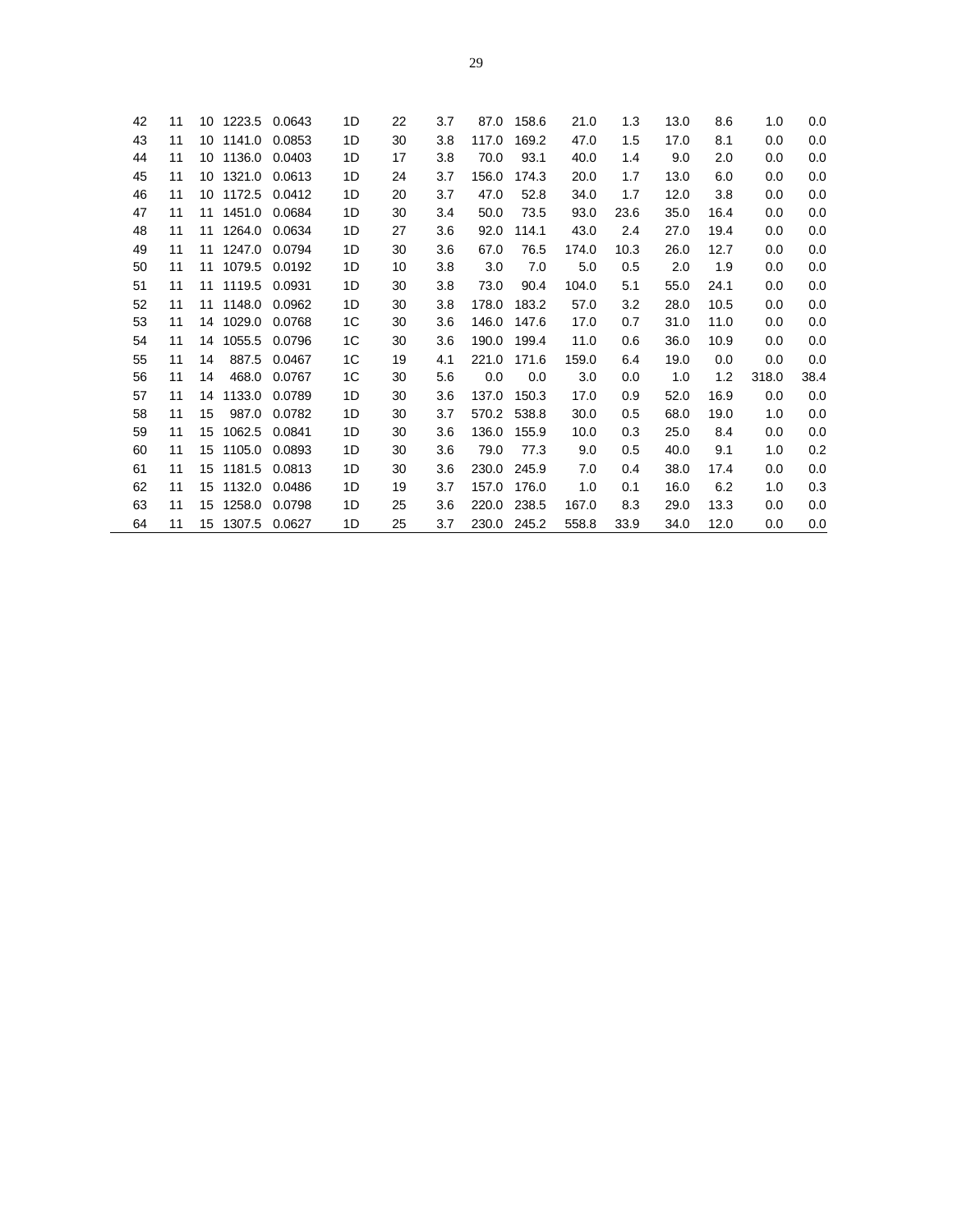| | | | | | | | | | | | | | | | |
|---|---|---|---|---|---|---|---|---|---|---|---|---|---|---|---|
| 42 | 11 | 10 | 1223.5 | 0.0643 | 1D | 22 | 3.7 | 87.0 | 158.6 | 21.0 | 1.3 | 13.0 | 8.6 | 1.0 | 0.0 |
| 43 | 11 | 10 | 1141.0 | 0.0853 | 1D | 30 | 3.8 | 117.0 | 169.2 | 47.0 | 1.5 | 17.0 | 8.1 | 0.0 | 0.0 |
| 44 | 11 | 10 | 1136.0 | 0.0403 | 1D | 17 | 3.8 | 70.0 | 93.1 | 40.0 | 1.4 | 9.0 | 2.0 | 0.0 | 0.0 |
| 45 | 11 | 10 | 1321.0 | 0.0613 | 1D | 24 | 3.7 | 156.0 | 174.3 | 20.0 | 1.7 | 13.0 | 6.0 | 0.0 | 0.0 |
| 46 | 11 | 10 | 1172.5 | 0.0412 | 1D | 20 | 3.7 | 47.0 | 52.8 | 34.0 | 1.7 | 12.0 | 3.8 | 0.0 | 0.0 |
| 47 | 11 | 11 | 1451.0 | 0.0684 | 1D | 30 | 3.4 | 50.0 | 73.5 | 93.0 | 23.6 | 35.0 | 16.4 | 0.0 | 0.0 |
| 48 | 11 | 11 | 1264.0 | 0.0634 | 1D | 27 | 3.6 | 92.0 | 114.1 | 43.0 | 2.4 | 27.0 | 19.4 | 0.0 | 0.0 |
| 49 | 11 | 11 | 1247.0 | 0.0794 | 1D | 30 | 3.6 | 67.0 | 76.5 | 174.0 | 10.3 | 26.0 | 12.7 | 0.0 | 0.0 |
| 50 | 11 | 11 | 1079.5 | 0.0192 | 1D | 10 | 3.8 | 3.0 | 7.0 | 5.0 | 0.5 | 2.0 | 1.9 | 0.0 | 0.0 |
| 51 | 11 | 11 | 1119.5 | 0.0931 | 1D | 30 | 3.8 | 73.0 | 90.4 | 104.0 | 5.1 | 55.0 | 24.1 | 0.0 | 0.0 |
| 52 | 11 | 11 | 1148.0 | 0.0962 | 1D | 30 | 3.8 | 178.0 | 183.2 | 57.0 | 3.2 | 28.0 | 10.5 | 0.0 | 0.0 |
| 53 | 11 | 14 | 1029.0 | 0.0768 | 1C | 30 | 3.6 | 146.0 | 147.6 | 17.0 | 0.7 | 31.0 | 11.0 | 0.0 | 0.0 |
| 54 | 11 | 14 | 1055.5 | 0.0796 | 1C | 30 | 3.6 | 190.0 | 199.4 | 11.0 | 0.6 | 36.0 | 10.9 | 0.0 | 0.0 |
| 55 | 11 | 14 | 887.5 | 0.0467 | 1C | 19 | 4.1 | 221.0 | 171.6 | 159.0 | 6.4 | 19.0 | 0.0 | 0.0 | 0.0 |
| 56 | 11 | 14 | 468.0 | 0.0767 | 1C | 30 | 5.6 | 0.0 | 0.0 | 3.0 | 0.0 | 1.0 | 1.2 | 318.0 | 38.4 |
| 57 | 11 | 14 | 1133.0 | 0.0789 | 1D | 30 | 3.6 | 137.0 | 150.3 | 17.0 | 0.9 | 52.0 | 16.9 | 0.0 | 0.0 |
| 58 | 11 | 15 | 987.0 | 0.0782 | 1D | 30 | 3.7 | 570.2 | 538.8 | 30.0 | 0.5 | 68.0 | 19.0 | 1.0 | 0.0 |
| 59 | 11 | 15 | 1062.5 | 0.0841 | 1D | 30 | 3.6 | 136.0 | 155.9 | 10.0 | 0.3 | 25.0 | 8.4 | 0.0 | 0.0 |
| 60 | 11 | 15 | 1105.0 | 0.0893 | 1D | 30 | 3.6 | 79.0 | 77.3 | 9.0 | 0.5 | 40.0 | 9.1 | 1.0 | 0.2 |
| 61 | 11 | 15 | 1181.5 | 0.0813 | 1D | 30 | 3.6 | 230.0 | 245.9 | 7.0 | 0.4 | 38.0 | 17.4 | 0.0 | 0.0 |
| 62 | 11 | 15 | 1132.0 | 0.0486 | 1D | 19 | 3.7 | 157.0 | 176.0 | 1.0 | 0.1 | 16.0 | 6.2 | 1.0 | 0.3 |
| 63 | 11 | 15 | 1258.0 | 0.0798 | 1D | 25 | 3.6 | 220.0 | 238.5 | 167.0 | 8.3 | 29.0 | 13.3 | 0.0 | 0.0 |
| 64 | 11 | 15 | 1307.5 | 0.0627 | 1D | 25 | 3.7 | 230.0 | 245.2 | 558.8 | 33.9 | 34.0 | 12.0 | 0.0 | 0.0 |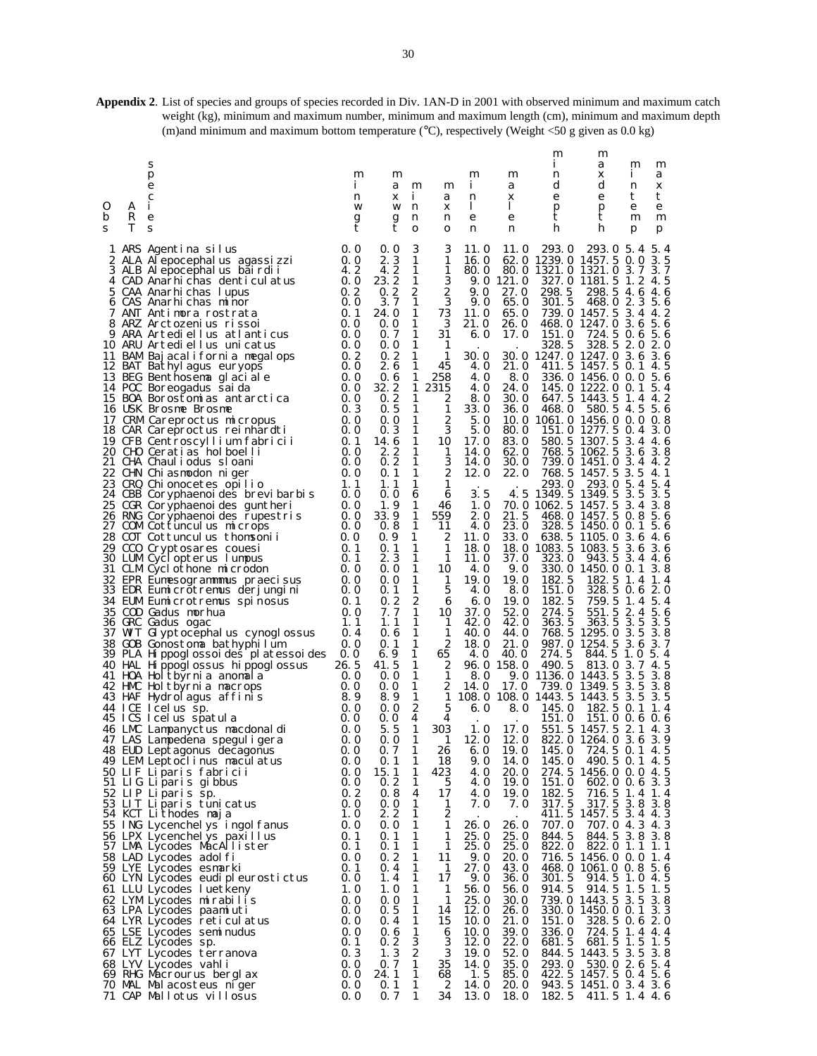**Appendix 2**. List of species and groups of species recorded in Div. 1AN-D in 2001 with observed minimum and maximum catch weight (kg), minimum and maximum number, minimum and maximum length (cm), minimum and maximum depth (m)and minimum and maximum bottom temperature (°C), respectively (Weight <50 g given as 0.0 kg)

| Obs | ART | species | minwgt | maxwgt | minno | maxno | minle | maxle | mindepth | maxdepth | mintemp | maxtemp |
|---|---|---|---|---|---|---|---|---|---|---|---|---|
| 1 | ARS | Agentina silus | 0.0 | 0.0 | 3 | 3 | 11.0 | 11.0 | 293.0 | 293.0 | 5.4 | 5.4 |
| 2 | ALA | Alepocephalus agassizzi | 0.0 | 2.3 | 1 | 1 | 16.0 | 62.0 | 1239.0 | 1457.5 | 0.0 | 3.5 |
| 3 | ALB | Alepocephalus bairdii | 4.2 | 4.2 | 1 | 1 | 80.0 | 80.0 | 1321.0 | 1321.0 | 3.7 | 3.7 |
| 4 | CAD | Anarhichas denticulatus | 0.0 | 23.2 | 1 | 3 | 9.0 | 121.0 | 327.0 | 1181.5 | 1.2 | 4.5 |
| 5 | CAA | Anarhichas lupus | 0.2 | 0.2 | 2 | 2 | 9.0 | 27.0 | 298.5 | 298.5 | 4.6 | 4.6 |
| 6 | CAS | Anarhichas minor | 0.0 | 3.7 | 1 | 3 | 9.0 | 65.0 | 301.5 | 468.0 | 2.3 | 5.6 |
| 7 | ANT | Antimora rostrata | 0.1 | 24.0 | 1 | 73 | 11.0 | 65.0 | 739.0 | 1457.5 | 3.4 | 4.2 |
| 8 | ARZ | Arctozenius rissoi | 0.0 | 0.0 | 1 | 3 | 21.0 | 26.0 | 468.0 | 1247.0 | 3.6 | 5.6 |
| 9 | ARA | Artediellus atlanticus | 0.0 | 0.7 | 1 | 31 | 6.0 | 17.0 | 151.0 | 724.5 | 0.6 | 5.6 |
| 10 | ARU | Artediellus unicatus | 0.0 | 0.0 | 1 | 1 | . | . | 328.5 | 328.5 | 2.0 | 2.0 |
| 11 | BAM | Bajacalifornia megalops | 0.2 | 0.2 | 1 | 1 | 30.0 | 30.0 | 1247.0 | 1247.0 | 3.6 | 3.6 |
| 12 | BAT | Bathylagus euryops | 0.0 | 2.6 | 1 | 45 | 4.0 | 21.0 | 411.5 | 1457.5 | 0.1 | 4.5 |
| 13 | BEG | Benthosema glaciale | 0.0 | 0.6 | 1 | 258 | 4.0 | 8.0 | 336.0 | 1456.0 | 0.0 | 5.6 |
| 14 | POC | Boreogadus saida | 0.0 | 32.2 | 1 | 2315 | 4.0 | 24.0 | 145.0 | 1222.0 | 0.1 | 5.4 |
| 15 | BOA | Borostomias antarctica | 0.0 | 0.2 | 1 | 2 | 8.0 | 30.0 | 647.5 | 1443.5 | 1.4 | 4.2 |
| 16 | USK | Brosme Brosme | 0.3 | 0.5 | 1 | 1 | 33.0 | 36.0 | 468.0 | 580.5 | 4.5 | 5.6 |
| 17 | CRM | Careproctus micropus | 0.0 | 0.0 | 1 | 2 | 5.0 | 10.0 | 1061.0 | 1456.0 | 0.0 | 0.8 |
| 18 | CAR | Careproctus reinhardti | 0.0 | 0.3 | 1 | 3 | 5.0 | 80.0 | 151.0 | 1277.5 | 0.4 | 3.0 |
| 19 | CFB | Centroscyllium fabricii | 0.1 | 14.6 | 1 | 10 | 17.0 | 83.0 | 580.5 | 1307.5 | 3.4 | 4.6 |
| 20 | CHO | Ceratias holboelli | 0.0 | 2.2 | 1 | 1 | 14.0 | 62.0 | 768.5 | 1062.5 | 3.6 | 3.8 |
| 21 | CHA | Chauliodus sloani | 0.0 | 0.2 | 1 | 3 | 14.0 | 30.0 | 739.0 | 1451.0 | 3.4 | 4.2 |
| 22 | CHN | Chiasmodon niger | 0.0 | 0.1 | 1 | 2 | 12.0 | 22.0 | 768.5 | 1457.5 | 3.5 | 4.1 |
| 23 | CRQ | Chionocetes opilio | 1.1 | 1.1 | 1 | 1 | . | . | 293.0 | 293.0 | 5.4 | 5.4 |
| 24 | CBB | Coryphaenoides brevibarbis | 0.0 | 0.0 | 6 | 6 | 3.5 | 4.5 | 1349.5 | 1349.5 | 3.5 | 3.5 |
| 25 | CGR | Coryphaenoides guntheri | 0.0 | 1.9 | 1 | 46 | 1.0 | 70.0 | 1062.5 | 1457.5 | 3.4 | 3.8 |
| 26 | RNG | Coryphaenoides rupestris | 0.0 | 33.9 | 1 | 559 | 2.0 | 21.5 | 468.0 | 1457.5 | 0.8 | 5.6 |
| 27 | COM | Cottunculus microps | 0.0 | 0.8 | 1 | 11 | 4.0 | 23.0 | 328.5 | 1450.0 | 0.1 | 5.6 |
| 28 | COT | Cottunculus thomsonii | 0.0 | 0.9 | 1 | 2 | 11.0 | 33.0 | 638.5 | 1105.0 | 3.6 | 4.6 |
| 29 | CCO | Cryptosares couesi | 0.1 | 0.1 | 1 | 1 | 18.0 | 18.0 | 1083.5 | 1083.5 | 3.6 | 3.6 |
| 30 | LUM | Cyclopterus lumpus | 0.1 | 2.3 | 1 | 1 | 11.0 | 37.0 | 323.0 | 943.5 | 3.4 | 4.6 |
| 31 | CLM | Cyclothone microdon | 0.0 | 0.0 | 1 | 10 | 4.0 | 9.0 | 330.0 | 1450.0 | 0.1 | 3.8 |
| 32 | EPR | Eumesogrammus praecisus | 0.0 | 0.0 | 1 | 1 | 19.0 | 19.0 | 182.5 | 182.5 | 1.4 | 1.4 |
| 33 | EDR | Eumicrotremus derjungini | 0.0 | 0.1 | 1 | 5 | 4.0 | 8.0 | 151.0 | 328.5 | 0.6 | 2.0 |
| 34 | EUM | Eumicrotremus spinosus | 0.1 | 0.2 | 2 | 6 | 6.0 | 19.0 | 182.5 | 759.5 | 1.4 | 5.4 |
| 35 | COD | Gadus morhua | 0.0 | 7.7 | 1 | 10 | 37.0 | 52.0 | 274.5 | 551.5 | 2.4 | 5.6 |
| 36 | GRC | Gadus ogac | 1.1 | 1.1 | 1 | 1 | 42.0 | 42.0 | 363.5 | 363.5 | 3.5 | 3.5 |
| 37 | WIT | Glyptocephalus cynoglossus | 0.4 | 0.6 | 1 | 1 | 40.0 | 44.0 | 768.5 | 1295.0 | 3.5 | 3.8 |
| 38 | GOB | Gonostoma bathyphilum | 0.0 | 0.1 | 1 | 2 | 18.0 | 21.0 | 987.0 | 1254.5 | 3.6 | 3.7 |
| 39 | PLA | Hippoglossoides platessoides | 0.0 | 6.9 | 1 | 65 | 4.0 | 40.0 | 274.5 | 844.5 | 1.0 | 5.4 |
| 40 | HAL | Hippoglossus hippoglossus | 26.5 | 41.5 | 1 | 2 | 96.0 | 158.0 | 490.5 | 813.0 | 3.7 | 4.5 |
| 41 | HOA | Holtbyrnia anomala | 0.0 | 0.0 | 1 | 1 | 8.0 | 9.0 | 1136.0 | 1443.5 | 3.5 | 3.8 |
| 42 | HMC | Holtbyrnia macrops | 0.0 | 0.0 | 1 | 2 | 14.0 | 17.0 | 739.0 | 1349.5 | 3.5 | 3.8 |
| 43 | HAF | Hydrolagus affinis | 8.9 | 8.9 | 1 | 1 | 108.0 | 108.0 | 1443.5 | 1443.5 | 3.5 | 3.5 |
| 44 | ICE | Icelus sp. | 0.0 | 0.0 | 2 | 5 | 6.0 | 8.0 | 145.0 | 182.5 | 0.1 | 1.4 |
| 45 | ICS | Icelus spatula | 0.0 | 0.0 | 4 | 4 | . | . | 151.0 | 151.0 | 0.6 | 0.6 |
| 46 | LMC | Lampanyctus macdonaldi | 0.0 | 5.5 | 1 | 303 | 1.0 | 17.0 | 551.5 | 1457.5 | 2.1 | 4.3 |
| 47 | LAS | Lampedena speguligera | 0.0 | 0.0 | 1 | 1 | 12.0 | 12.0 | 822.0 | 1264.0 | 3.6 | 3.9 |
| 48 | EUD | Leptagonus decagonus | 0.0 | 0.7 | 1 | 26 | 6.0 | 19.0 | 145.0 | 724.5 | 0.1 | 4.5 |
| 49 | LEM | Leptoclinus maculatus | 0.0 | 0.1 | 1 | 18 | 9.0 | 14.0 | 145.0 | 490.5 | 0.1 | 4.5 |
| 50 | LIF | Liparis fabricii | 0.0 | 15.1 | 1 | 423 | 4.0 | 20.0 | 274.5 | 1456.0 | 0.0 | 4.5 |
| 51 | LIG | Liparis gibbus | 0.0 | 0.2 | 1 | 5 | 4.0 | 19.0 | 151.0 | 602.0 | 0.6 | 3.3 |
| 52 | LIP | Liparis sp. | 0.2 | 0.8 | 4 | 17 | 4.0 | 19.0 | 182.5 | 716.5 | 1.4 | 1.4 |
| 53 | LIT | Liparis tunicatus | 0.0 | 0.0 | 1 | 1 | 7.0 | 7.0 | 317.5 | 317.5 | 3.8 | 3.8 |
| 54 | KCT | Lithodes maja | 1.0 | 2.2 | 1 | 2 | . | . | 411.5 | 1457.5 | 3.4 | 4.3 |
| 55 | ING | Lycenchelys ingolfanus | 0.0 | 0.0 | 1 | 1 | 26.0 | 26.0 | 707.0 | 707.0 | 4.3 | 4.3 |
| 56 | LPX | Lycenchelys paxillus | 0.1 | 0.1 | 1 | 1 | 25.0 | 25.0 | 844.5 | 844.5 | 3.8 | 3.8 |
| 57 | LMA | Lycodes MacAllister | 0.1 | 0.1 | 1 | 1 | 25.0 | 25.0 | 822.0 | 822.0 | 1.1 | 1.1 |
| 58 | LAD | Lycodes adolfi | 0.0 | 0.2 | 1 | 11 | 9.0 | 20.0 | 716.5 | 1456.0 | 0.0 | 1.4 |
| 59 | LYE | Lycodes esmarki | 0.1 | 0.4 | 1 | 1 | 27.0 | 43.0 | 468.0 | 1061.0 | 0.8 | 5.6 |
| 60 | LYN | Lycodes eudipleurostictus | 0.0 | 1.4 | 1 | 17 | 9.0 | 36.0 | 301.5 | 914.5 | 1.0 | 4.5 |
| 61 | LLU | Lycodes luetkeny | 1.0 | 1.0 | 1 | 1 | 56.0 | 56.0 | 914.5 | 914.5 | 1.5 | 1.5 |
| 62 | LYM | Lycodes mirabilis | 0.0 | 0.0 | 1 | 1 | 25.0 | 30.0 | 739.0 | 1443.5 | 3.5 | 3.8 |
| 63 | LPA | Lycodes paamiuti | 0.0 | 0.5 | 1 | 14 | 12.0 | 26.0 | 330.0 | 1450.0 | 0.1 | 3.3 |
| 64 | LYR | Lycodes reticulatus | 0.0 | 0.4 | 1 | 15 | 10.0 | 21.0 | 151.0 | 328.5 | 0.6 | 2.0 |
| 65 | LSE | Lycodes seminudus | 0.0 | 0.6 | 1 | 6 | 10.0 | 39.0 | 336.0 | 724.5 | 1.4 | 4.4 |
| 66 | ELZ | Lycodes sp. | 0.1 | 0.2 | 3 | 3 | 12.0 | 22.0 | 681.5 | 681.5 | 1.5 | 1.5 |
| 67 | LYT | Lycodes terranova | 0.3 | 1.3 | 2 | 3 | 19.0 | 52.0 | 844.5 | 1443.5 | 3.5 | 3.8 |
| 68 | LYV | Lycodes vahli | 0.0 | 0.7 | 1 | 35 | 14.0 | 35.0 | 293.0 | 530.0 | 2.6 | 5.4 |
| 69 | RHG | Macrourus berglax | 0.0 | 24.1 | 1 | 68 | 1.5 | 85.0 | 422.5 | 1457.5 | 0.4 | 5.6 |
| 70 | MAL | Malacosteus niger | 0.0 | 0.1 | 1 | 2 | 14.0 | 20.0 | 943.5 | 1451.0 | 3.4 | 3.6 |
| 71 | CAP | Mallotus villosus | 0.0 | 0.7 | 1 | 34 | 13.0 | 18.0 | 182.5 | 411.5 | 1.4 | 4.6 |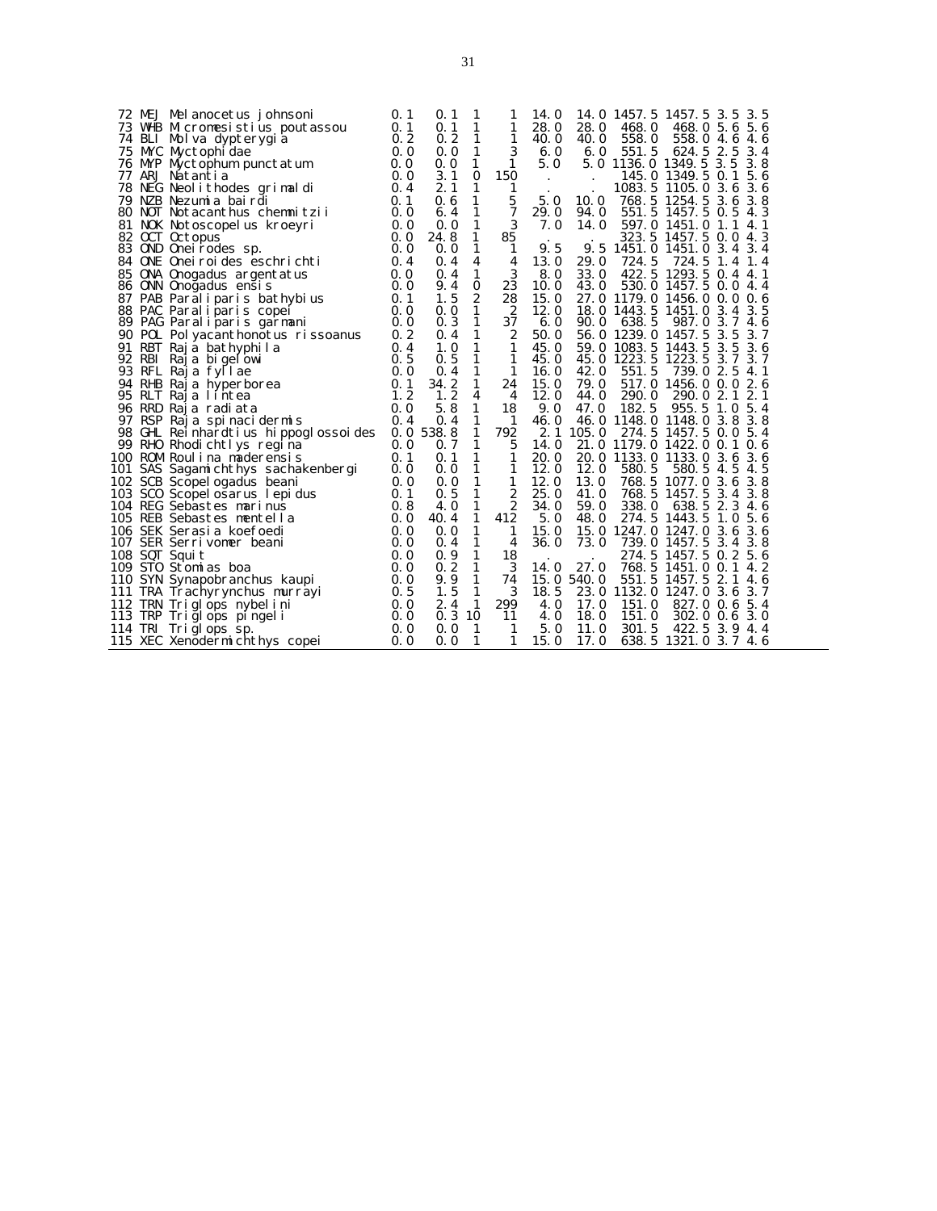| | | | | | | | | | | | | |
|---|---|---|---|---|---|---|---|---|---|---|---|---|
| 72 | MEJ | Melanocetus johnsoni | 0.1 | 0.1 | 1 | 1 | 14.0 | 14.0 | 1457.5 | 1457.5 | 3.5 | 3.5 |
| 73 | WHB | Micromesistius poutassou | 0.1 | 0.1 | 1 | 1 | 28.0 | 28.0 | 468.0 | 468.0 | 5.6 | 5.6 |
| 74 | BLI | Molva dypterygia | 0.2 | 0.2 | 1 | 1 | 40.0 | 40.0 | 558.0 | 558.0 | 4.6 | 4.6 |
| 75 | MYC | Myctophidae | 0.0 | 0.0 | 1 | 3 | 6.0 | 6.0 | 551.5 | 624.5 | 2.5 | 3.4 |
| 76 | MYP | Myctophum punctatum | 0.0 | 0.0 | 1 | 1 | 5.0 | 5.0 | 1136.0 | 1349.5 | 3.5 | 3.8 |
| 77 | ARJ | Natantia | 0.0 | 3.1 | 0 | 150 | . | . | 145.0 | 1349.5 | 0.1 | 5.6 |
| 78 | NEG | Neolithodes grimaldi | 0.4 | 2.1 | 1 | 1 | . | . | 1083.5 | 1105.0 | 3.6 | 3.6 |
| 79 | NZB | Nezumia bairdi | 0.1 | 0.6 | 1 | 5 | 5.0 | 10.0 | 768.5 | 1254.5 | 3.6 | 3.8 |
| 80 | NOT | Notacanthus chemnitzii | 0.0 | 6.4 | 1 | 7 | 29.0 | 94.0 | 551.5 | 1457.5 | 0.5 | 4.3 |
| 81 | NOK | Notoscopelus kroeyri | 0.0 | 0.0 | 1 | 3 | 7.0 | 14.0 | 597.0 | 1451.0 | 1.1 | 4.1 |
| 82 | OCT | Octopus | 0.0 | 24.8 | 1 | 85 | . | . | 323.5 | 1457.5 | 0.0 | 4.3 |
| 83 | OND | Oneirodes sp. | 0.0 | 0.0 | 1 | 1 | 9.5 | 9.5 | 1451.0 | 1451.0 | 3.4 | 3.4 |
| 84 | ONE | Oneiroides eschrichti | 0.4 | 0.4 | 4 | 4 | 13.0 | 29.0 | 724.5 | 724.5 | 1.4 | 1.4 |
| 85 | ONA | Onogadus argentatus | 0.0 | 0.4 | 1 | 3 | 8.0 | 33.0 | 422.5 | 1293.5 | 0.4 | 4.1 |
| 86 | ONN | Onogadus ensis | 0.0 | 9.4 | 0 | 23 | 10.0 | 43.0 | 530.0 | 1457.5 | 0.0 | 4.4 |
| 87 | PAB | Paraliparis bathybius | 0.1 | 1.5 | 2 | 28 | 15.0 | 27.0 | 1179.0 | 1456.0 | 0.0 | 0.6 |
| 88 | PAC | Paraliparis copei | 0.0 | 0.0 | 1 | 2 | 12.0 | 18.0 | 1443.5 | 1451.0 | 3.4 | 3.5 |
| 89 | PAG | Paraliparis garmani | 0.0 | 0.3 | 1 | 37 | 6.0 | 90.0 | 638.5 | 987.0 | 3.7 | 4.6 |
| 90 | POL | Polyacanthonotus rissoanus | 0.2 | 0.4 | 1 | 2 | 50.0 | 56.0 | 1239.0 | 1457.5 | 3.5 | 3.7 |
| 91 | RBT | Raja bathyphila | 0.4 | 1.0 | 1 | 1 | 45.0 | 59.0 | 1083.5 | 1443.5 | 3.5 | 3.6 |
| 92 | RBI | Raja bigelowi | 0.5 | 0.5 | 1 | 1 | 45.0 | 45.0 | 1223.5 | 1223.5 | 3.7 | 3.7 |
| 93 | RFL | Raja fyllae | 0.0 | 0.4 | 1 | 1 | 16.0 | 42.0 | 551.5 | 739.0 | 2.5 | 4.1 |
| 94 | RHB | Raja hyperborea | 0.1 | 34.2 | 1 | 24 | 15.0 | 79.0 | 517.0 | 1456.0 | 0.0 | 2.6 |
| 95 | RLT | Raja lintea | 1.2 | 1.2 | 4 | 4 | 12.0 | 44.0 | 290.0 | 290.0 | 2.1 | 2.1 |
| 96 | RRD | Raja radiata | 0.0 | 5.8 | 1 | 18 | 9.0 | 47.0 | 182.5 | 955.5 | 1.0 | 5.4 |
| 97 | RSP | Raja spinacidermis | 0.4 | 0.4 | 1 | 1 | 46.0 | 46.0 | 1148.0 | 1148.0 | 3.8 | 3.8 |
| 98 | GHL | Reinhardtius hippoglossoides | 0.0 | 538.8 | 1 | 792 | 2.1 | 105.0 | 274.5 | 1457.5 | 0.0 | 5.4 |
| 99 | RHO | Rhodichtlys regina | 0.0 | 0.7 | 1 | 5 | 14.0 | 21.0 | 1179.0 | 1422.0 | 0.1 | 0.6 |
| 100 | ROM | Roulina maderensis | 0.1 | 0.1 | 1 | 1 | 20.0 | 20.0 | 1133.0 | 1133.0 | 3.6 | 3.6 |
| 101 | SAS | Sagamichthys sachakenbergi | 0.0 | 0.0 | 1 | 1 | 12.0 | 12.0 | 580.5 | 580.5 | 4.5 | 4.5 |
| 102 | SCB | Scopelogadus beani | 0.0 | 0.0 | 1 | 1 | 12.0 | 13.0 | 768.5 | 1077.0 | 3.6 | 3.8 |
| 103 | SCO | Scopelosarus lepidus | 0.1 | 0.5 | 1 | 2 | 25.0 | 41.0 | 768.5 | 1457.5 | 3.4 | 3.8 |
| 104 | REG | Sebastes marinus | 0.8 | 4.0 | 1 | 2 | 34.0 | 59.0 | 338.0 | 638.5 | 2.3 | 4.6 |
| 105 | REB | Sebastes mentella | 0.0 | 40.4 | 1 | 412 | 5.0 | 48.0 | 274.5 | 1443.5 | 1.0 | 5.6 |
| 106 | SEK | Serasia koefoedi | 0.0 | 0.0 | 1 | 1 | 15.0 | 15.0 | 1247.0 | 1247.0 | 3.6 | 3.6 |
| 107 | SER | Serrivomer beani | 0.0 | 0.4 | 1 | 4 | 36.0 | 73.0 | 739.0 | 1457.5 | 3.4 | 3.8 |
| 108 | SQT | Squit | 0.0 | 0.9 | 1 | 18 | . | . | 274.5 | 1457.5 | 0.2 | 5.6 |
| 109 | STO | Stomias boa | 0.0 | 0.2 | 1 | 3 | 14.0 | 27.0 | 768.5 | 1451.0 | 0.1 | 4.2 |
| 110 | SYN | Synapobranchus kaupi | 0.0 | 9.9 | 1 | 74 | 15.0 | 540.0 | 551.5 | 1457.5 | 2.1 | 4.6 |
| 111 | TRA | Trachyrynchus murrayi | 0.5 | 1.5 | 1 | 3 | 18.5 | 23.0 | 1132.0 | 1247.0 | 3.6 | 3.7 |
| 112 | TRN | Triglops nybelini | 0.0 | 2.4 | 1 | 299 | 4.0 | 17.0 | 151.0 | 827.0 | 0.6 | 5.4 |
| 113 | TRP | Triglops pingeli | 0.0 | 0.3 | 10 | 11 | 4.0 | 18.0 | 151.0 | 302.0 | 0.6 | 3.0 |
| 114 | TRI | Triglops sp. | 0.0 | 0.0 | 1 | 1 | 5.0 | 11.0 | 301.5 | 422.5 | 3.9 | 4.4 |
| 115 | XEC | Xenodermichthys copei | 0.0 | 0.0 | 1 | 1 | 15.0 | 17.0 | 638.5 | 1321.0 | 3.7 | 4.6 |